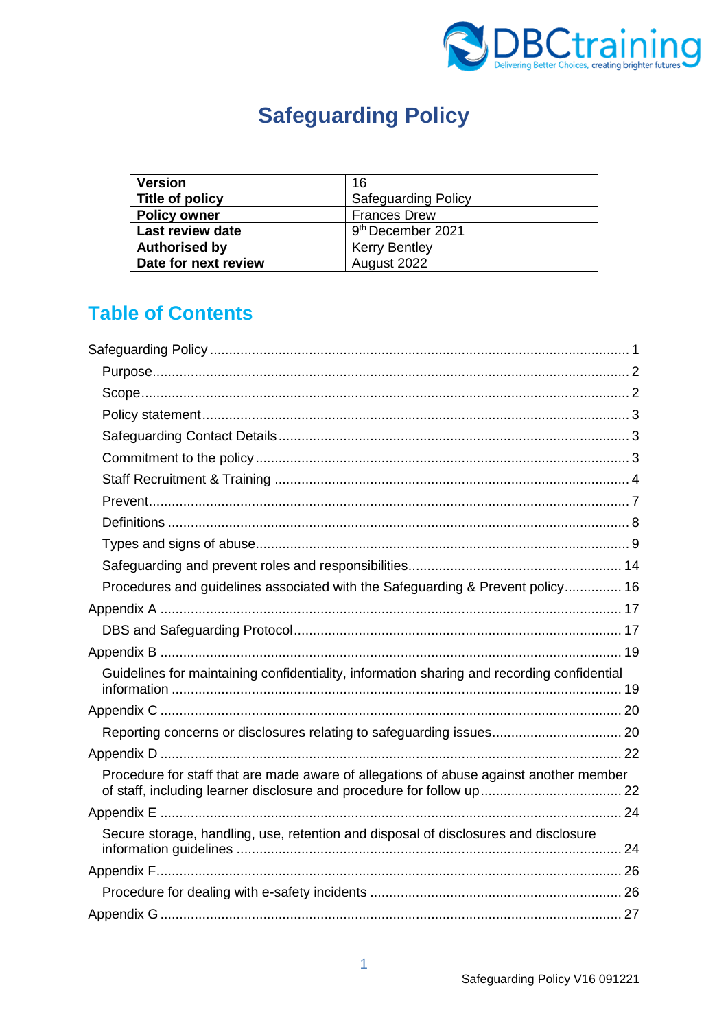# Safeguarding Policy

| Version | 16 |
|---|---|
| Title of policy | Safeguarding Policy |
| Policy owner | Frances Drew |
| Last review date | 9th December 2021 |
| Authorised by | Kerry Bentley |
| Date for next review | August 2022 |

## Table of Contents

Safeguarding Policy ..... 1
- Purpose ..... 2
- Scope ..... 2
- Policy statement ..... 3
- Safeguarding Contact Details ..... 3
- Commitment to the policy ..... 3
- Staff Recruitment & Training ..... 4
- Prevent ..... 7
- Definitions ..... 8
- Types and signs of abuse ..... 9
- Safeguarding and prevent roles and responsibilities ..... 14
- Procedures and guidelines associated with the Safeguarding & Prevent policy ..... 16

Appendix A ..... 17
- DBS and Safeguarding Protocol ..... 17

Appendix B ..... 19
- Guidelines for maintaining confidentiality, information sharing and recording confidential information ..... 19

Appendix C ..... 20
- Reporting concerns or disclosures relating to safeguarding issues ..... 20

Appendix D ..... 22
- Procedure for staff that are made aware of allegations of abuse against another member of staff, including learner disclosure and procedure for follow up ..... 22

Appendix E ..... 24
- Secure storage, handling, use, retention and disposal of disclosures and disclosure information guidelines ..... 24

Appendix F ..... 26
- Procedure for dealing with e-safety incidents ..... 26

Appendix G ..... 27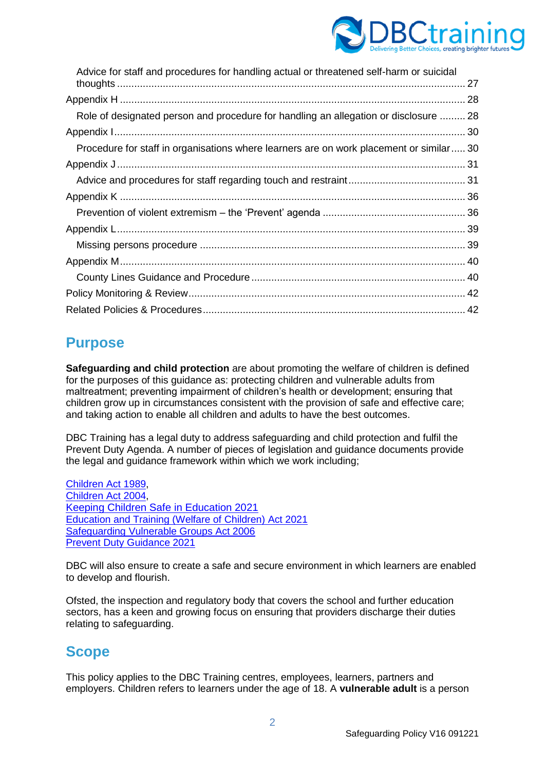Advice for staff and procedures for handling actual or threatened self-harm or suicidal thoughts ........................................................................................................................ 27
Appendix H ........................................................................................................................ 28
Role of designated person and procedure for handling an allegation or disclosure ......... 28
Appendix I.......................................................................................................................... 30
Procedure for staff in organisations where learners are on work placement or similar..... 30
Appendix J ......................................................................................................................... 31
Advice and procedures for staff regarding touch and restraint......................................... 31
Appendix K ........................................................................................................................ 36
Prevention of violent extremism – the 'Prevent' agenda .................................................. 36
Appendix L......................................................................................................................... 39
Missing persons procedure ............................................................................................. 39
Appendix M........................................................................................................................ 40
County Lines Guidance and Procedure ........................................................................... 40
Policy Monitoring & Review................................................................................................ 42
Related Policies & Procedures........................................................................................... 42

## Purpose

**Safeguarding and child protection** are about promoting the welfare of children is defined for the purposes of this guidance as: protecting children and vulnerable adults from maltreatment; preventing impairment of children's health or development; ensuring that children grow up in circumstances consistent with the provision of safe and effective care; and taking action to enable all children and adults to have the best outcomes.

DBC Training has a legal duty to address safeguarding and child protection and fulfil the Prevent Duty Agenda. A number of pieces of legislation and guidance documents provide the legal and guidance framework within which we work including;

Children Act 1989,
Children Act 2004,
Keeping Children Safe in Education 2021
Education and Training (Welfare of Children) Act 2021
Safeguarding Vulnerable Groups Act 2006
Prevent Duty Guidance 2021

DBC will also ensure to create a safe and secure environment in which learners are enabled to develop and flourish.

Ofsted, the inspection and regulatory body that covers the school and further education sectors, has a keen and growing focus on ensuring that providers discharge their duties relating to safeguarding.

## Scope

This policy applies to the DBC Training centres, employees, learners, partners and employers. Children refers to learners under the age of 18. A **vulnerable adult** is a person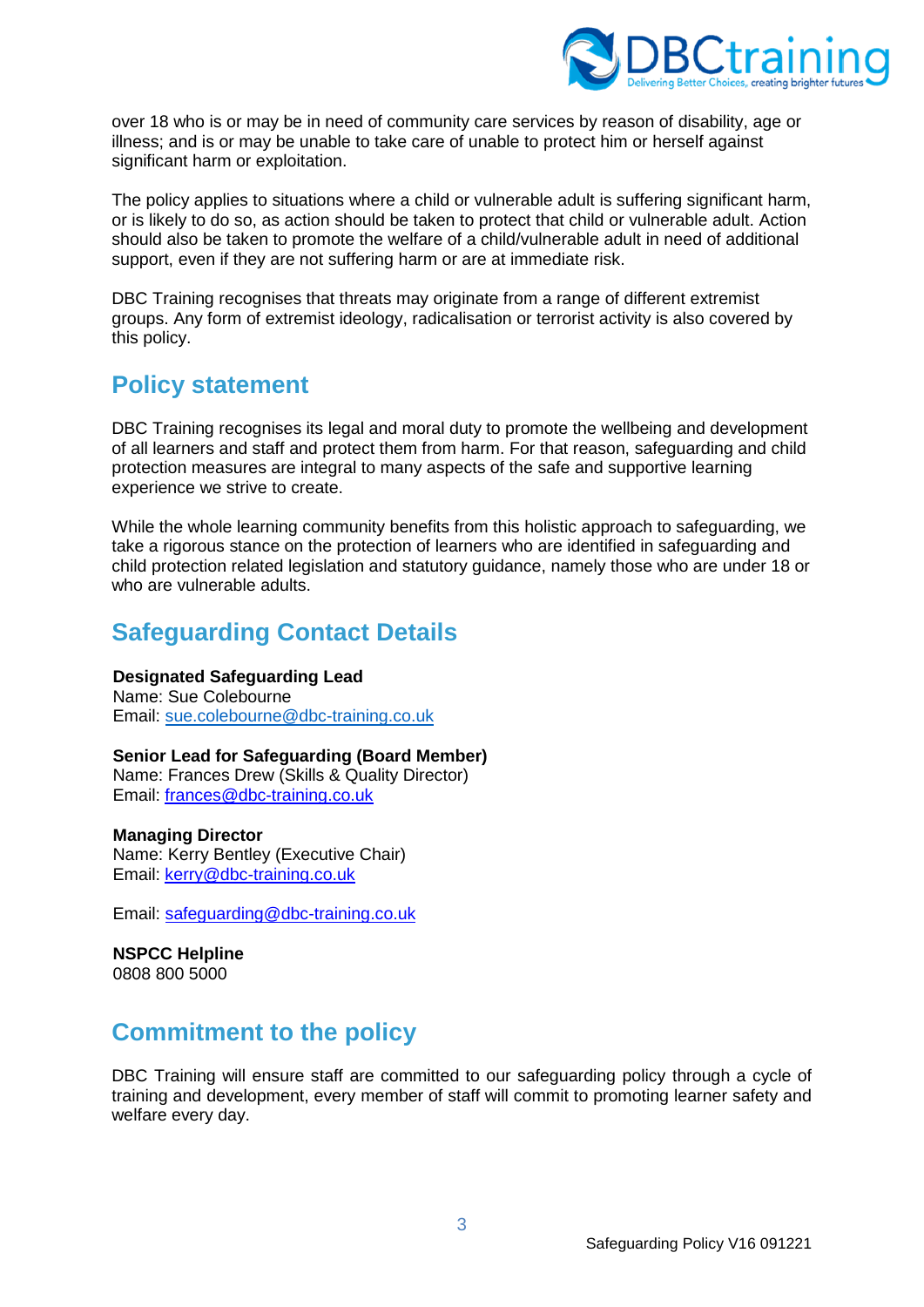over 18 who is or may be in need of community care services by reason of disability, age or illness; and is or may be unable to take care of unable to protect him or herself against significant harm or exploitation.

The policy applies to situations where a child or vulnerable adult is suffering significant harm, or is likely to do so, as action should be taken to protect that child or vulnerable adult. Action should also be taken to promote the welfare of a child/vulnerable adult in need of additional support, even if they are not suffering harm or are at immediate risk.

DBC Training recognises that threats may originate from a range of different extremist groups. Any form of extremist ideology, radicalisation or terrorist activity is also covered by this policy.

## Policy statement

DBC Training recognises its legal and moral duty to promote the wellbeing and development of all learners and staff and protect them from harm. For that reason, safeguarding and child protection measures are integral to many aspects of the safe and supportive learning experience we strive to create.

While the whole learning community benefits from this holistic approach to safeguarding, we take a rigorous stance on the protection of learners who are identified in safeguarding and child protection related legislation and statutory guidance, namely those who are under 18 or who are vulnerable adults.

## Safeguarding Contact Details

**Designated Safeguarding Lead**
Name: Sue Colebourne
Email: sue.colebourne@dbc-training.co.uk

**Senior Lead for Safeguarding (Board Member)**
Name: Frances Drew (Skills & Quality Director)
Email: frances@dbc-training.co.uk

**Managing Director**
Name: Kerry Bentley (Executive Chair)
Email: kerry@dbc-training.co.uk

Email: safeguarding@dbc-training.co.uk

**NSPCC Helpline**
0808 800 5000

## Commitment to the policy

DBC Training will ensure staff are committed to our safeguarding policy through a cycle of training and development, every member of staff will commit to promoting learner safety and welfare every day.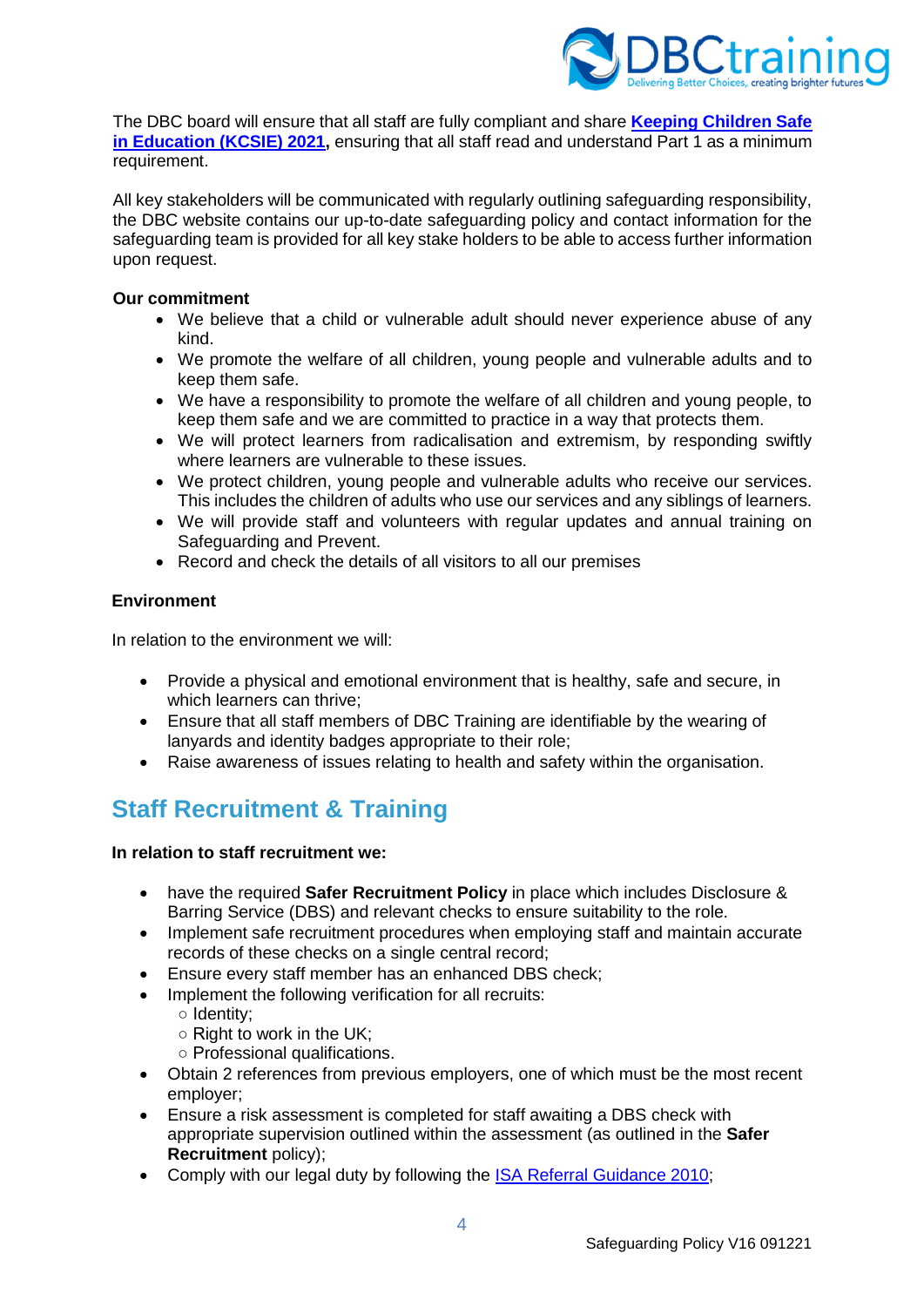The DBC board will ensure that all staff are fully compliant and share **Keeping Children Safe in Education (KCSIE) 2021,** ensuring that all staff read and understand Part 1 as a minimum requirement.

All key stakeholders will be communicated with regularly outlining safeguarding responsibility, the DBC website contains our up-to-date safeguarding policy and contact information for the safeguarding team is provided for all key stake holders to be able to access further information upon request.

**Our commitment**

- We believe that a child or vulnerable adult should never experience abuse of any kind.
- We promote the welfare of all children, young people and vulnerable adults and to keep them safe.
- We have a responsibility to promote the welfare of all children and young people, to keep them safe and we are committed to practice in a way that protects them.
- We will protect learners from radicalisation and extremism, by responding swiftly where learners are vulnerable to these issues.
- We protect children, young people and vulnerable adults who receive our services. This includes the children of adults who use our services and any siblings of learners.
- We will provide staff and volunteers with regular updates and annual training on Safeguarding and Prevent.
- Record and check the details of all visitors to all our premises

**Environment**

In relation to the environment we will:

- Provide a physical and emotional environment that is healthy, safe and secure, in which learners can thrive;
- Ensure that all staff members of DBC Training are identifiable by the wearing of lanyards and identity badges appropriate to their role;
- Raise awareness of issues relating to health and safety within the organisation.

## Staff Recruitment & Training

**In relation to staff recruitment we:**

- have the required **Safer Recruitment Policy** in place which includes Disclosure & Barring Service (DBS) and relevant checks to ensure suitability to the role.
- Implement safe recruitment procedures when employing staff and maintain accurate records of these checks on a single central record;
- Ensure every staff member has an enhanced DBS check;
- Implement the following verification for all recruits:
  - Identity;
  - Right to work in the UK;
  - Professional qualifications.
- Obtain 2 references from previous employers, one of which must be the most recent employer;
- Ensure a risk assessment is completed for staff awaiting a DBS check with appropriate supervision outlined within the assessment (as outlined in the **Safer Recruitment** policy);
- Comply with our legal duty by following the ISA Referral Guidance 2010;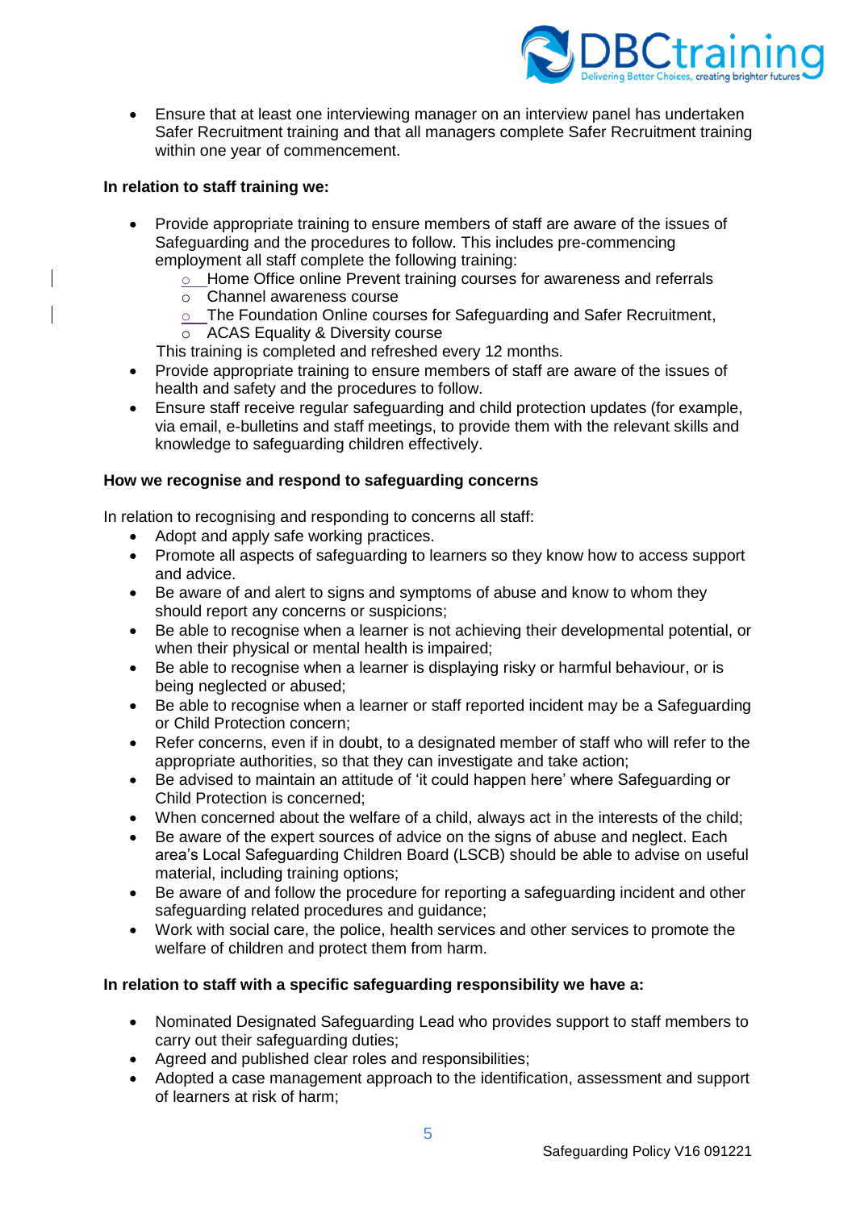- Ensure that at least one interviewing manager on an interview panel has undertaken Safer Recruitment training and that all managers complete Safer Recruitment training within one year of commencement.

**In relation to staff training we:**

- Provide appropriate training to ensure members of staff are aware of the issues of Safeguarding and the procedures to follow. This includes pre-commencing employment all staff complete the following training:
  - Home Office online Prevent training courses for awareness and referrals
  - Channel awareness course
  - The Foundation Online courses for Safeguarding and Safer Recruitment,
  - ACAS Equality & Diversity course

  This training is completed and refreshed every 12 months.
- Provide appropriate training to ensure members of staff are aware of the issues of health and safety and the procedures to follow.
- Ensure staff receive regular safeguarding and child protection updates (for example, via email, e-bulletins and staff meetings, to provide them with the relevant skills and knowledge to safeguarding children effectively.

**How we recognise and respond to safeguarding concerns**

In relation to recognising and responding to concerns all staff:

- Adopt and apply safe working practices.
- Promote all aspects of safeguarding to learners so they know how to access support and advice.
- Be aware of and alert to signs and symptoms of abuse and know to whom they should report any concerns or suspicions;
- Be able to recognise when a learner is not achieving their developmental potential, or when their physical or mental health is impaired;
- Be able to recognise when a learner is displaying risky or harmful behaviour, or is being neglected or abused;
- Be able to recognise when a learner or staff reported incident may be a Safeguarding or Child Protection concern;
- Refer concerns, even if in doubt, to a designated member of staff who will refer to the appropriate authorities, so that they can investigate and take action;
- Be advised to maintain an attitude of 'it could happen here' where Safeguarding or Child Protection is concerned;
- When concerned about the welfare of a child, always act in the interests of the child;
- Be aware of the expert sources of advice on the signs of abuse and neglect. Each area's Local Safeguarding Children Board (LSCB) should be able to advise on useful material, including training options;
- Be aware of and follow the procedure for reporting a safeguarding incident and other safeguarding related procedures and guidance;
- Work with social care, the police, health services and other services to promote the welfare of children and protect them from harm.

**In relation to staff with a specific safeguarding responsibility we have a:**

- Nominated Designated Safeguarding Lead who provides support to staff members to carry out their safeguarding duties;
- Agreed and published clear roles and responsibilities;
- Adopted a case management approach to the identification, assessment and support of learners at risk of harm;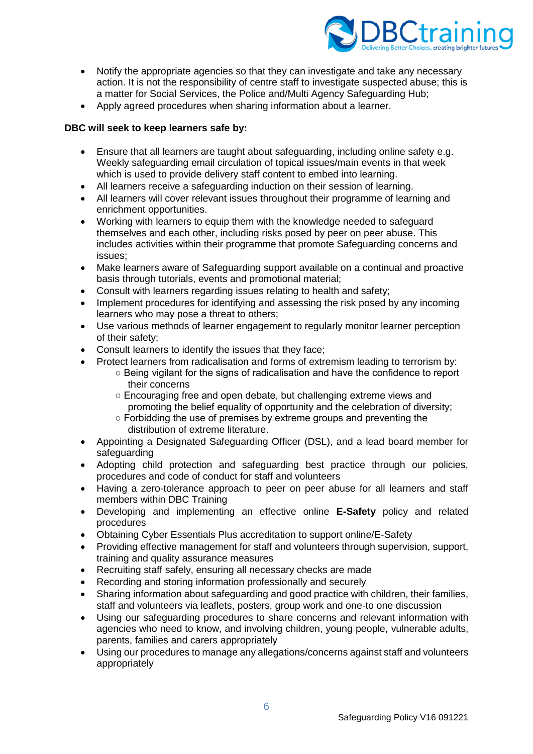- Notify the appropriate agencies so that they can investigate and take any necessary action. It is not the responsibility of centre staff to investigate suspected abuse; this is a matter for Social Services, the Police and/Multi Agency Safeguarding Hub;
- Apply agreed procedures when sharing information about a learner.

**DBC will seek to keep learners safe by:**

- Ensure that all learners are taught about safeguarding, including online safety e.g. Weekly safeguarding email circulation of topical issues/main events in that week which is used to provide delivery staff content to embed into learning.
- All learners receive a safeguarding induction on their session of learning.
- All learners will cover relevant issues throughout their programme of learning and enrichment opportunities.
- Working with learners to equip them with the knowledge needed to safeguard themselves and each other, including risks posed by peer on peer abuse. This includes activities within their programme that promote Safeguarding concerns and issues;
- Make learners aware of Safeguarding support available on a continual and proactive basis through tutorials, events and promotional material;
- Consult with learners regarding issues relating to health and safety;
- Implement procedures for identifying and assessing the risk posed by any incoming learners who may pose a threat to others;
- Use various methods of learner engagement to regularly monitor learner perception of their safety;
- Consult learners to identify the issues that they face;
- Protect learners from radicalisation and forms of extremism leading to terrorism by:
  - Being vigilant for the signs of radicalisation and have the confidence to report their concerns
  - Encouraging free and open debate, but challenging extreme views and promoting the belief equality of opportunity and the celebration of diversity;
  - Forbidding the use of premises by extreme groups and preventing the distribution of extreme literature.
- Appointing a Designated Safeguarding Officer (DSL), and a lead board member for safeguarding
- Adopting child protection and safeguarding best practice through our policies, procedures and code of conduct for staff and volunteers
- Having a zero-tolerance approach to peer on peer abuse for all learners and staff members within DBC Training
- Developing and implementing an effective online **E-Safety** policy and related procedures
- Obtaining Cyber Essentials Plus accreditation to support online/E-Safety
- Providing effective management for staff and volunteers through supervision, support, training and quality assurance measures
- Recruiting staff safely, ensuring all necessary checks are made
- Recording and storing information professionally and securely
- Sharing information about safeguarding and good practice with children, their families, staff and volunteers via leaflets, posters, group work and one-to one discussion
- Using our safeguarding procedures to share concerns and relevant information with agencies who need to know, and involving children, young people, vulnerable adults, parents, families and carers appropriately
- Using our procedures to manage any allegations/concerns against staff and volunteers appropriately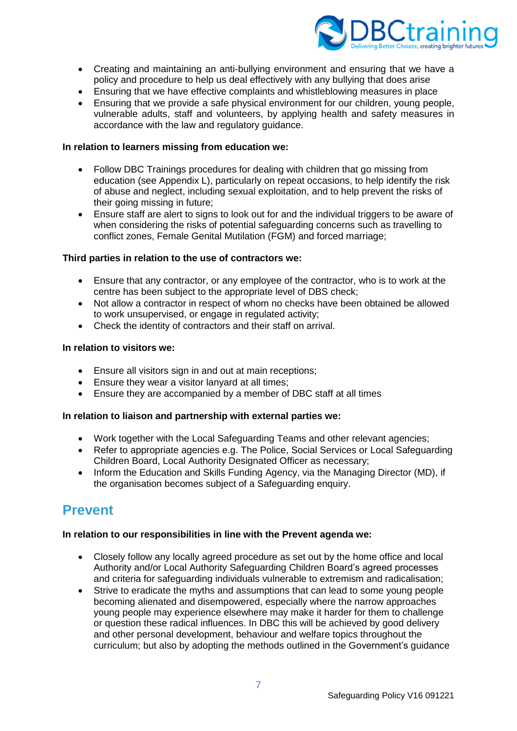- Creating and maintaining an anti-bullying environment and ensuring that we have a policy and procedure to help us deal effectively with any bullying that does arise
- Ensuring that we have effective complaints and whistleblowing measures in place
- Ensuring that we provide a safe physical environment for our children, young people, vulnerable adults, staff and volunteers, by applying health and safety measures in accordance with the law and regulatory guidance.

**In relation to learners missing from education we:**

- Follow DBC Trainings procedures for dealing with children that go missing from education (see Appendix L), particularly on repeat occasions, to help identify the risk of abuse and neglect, including sexual exploitation, and to help prevent the risks of their going missing in future;
- Ensure staff are alert to signs to look out for and the individual triggers to be aware of when considering the risks of potential safeguarding concerns such as travelling to conflict zones, Female Genital Mutilation (FGM) and forced marriage;

**Third parties in relation to the use of contractors we:**

- Ensure that any contractor, or any employee of the contractor, who is to work at the centre has been subject to the appropriate level of DBS check;
- Not allow a contractor in respect of whom no checks have been obtained be allowed to work unsupervised, or engage in regulated activity;
- Check the identity of contractors and their staff on arrival.

**In relation to visitors we:**

- Ensure all visitors sign in and out at main receptions;
- Ensure they wear a visitor lanyard at all times;
- Ensure they are accompanied by a member of DBC staff at all times

**In relation to liaison and partnership with external parties we:**

- Work together with the Local Safeguarding Teams and other relevant agencies;
- Refer to appropriate agencies e.g. The Police, Social Services or Local Safeguarding Children Board, Local Authority Designated Officer as necessary;
- Inform the Education and Skills Funding Agency, via the Managing Director (MD), if the organisation becomes subject of a Safeguarding enquiry.

## Prevent

**In relation to our responsibilities in line with the Prevent agenda we:**

- Closely follow any locally agreed procedure as set out by the home office and local Authority and/or Local Authority Safeguarding Children Board's agreed processes and criteria for safeguarding individuals vulnerable to extremism and radicalisation;
- Strive to eradicate the myths and assumptions that can lead to some young people becoming alienated and disempowered, especially where the narrow approaches young people may experience elsewhere may make it harder for them to challenge or question these radical influences. In DBC this will be achieved by good delivery and other personal development, behaviour and welfare topics throughout the curriculum; but also by adopting the methods outlined in the Government's guidance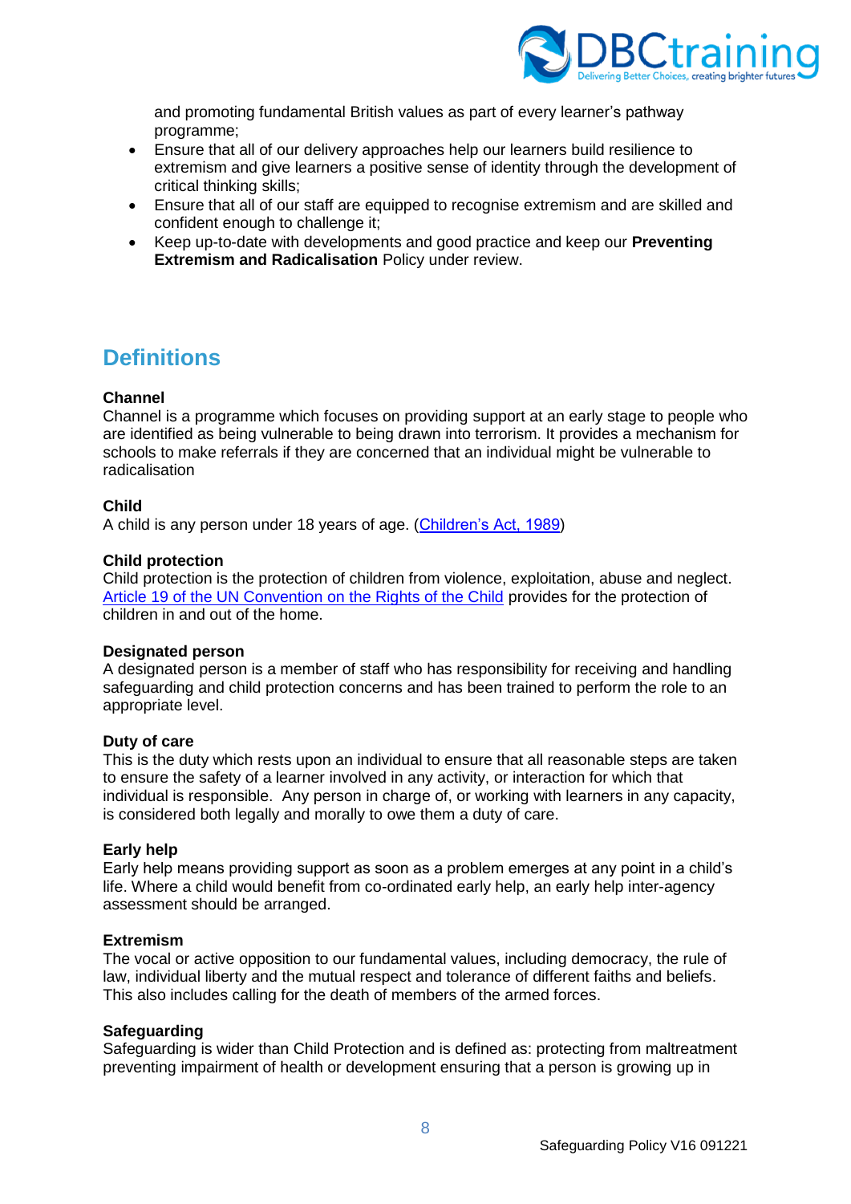and promoting fundamental British values as part of every learner's pathway programme;

- Ensure that all of our delivery approaches help our learners build resilience to extremism and give learners a positive sense of identity through the development of critical thinking skills;
- Ensure that all of our staff are equipped to recognise extremism and are skilled and confident enough to challenge it;
- Keep up-to-date with developments and good practice and keep our **Preventing Extremism and Radicalisation** Policy under review.

## Definitions

**Channel**
Channel is a programme which focuses on providing support at an early stage to people who are identified as being vulnerable to being drawn into terrorism. It provides a mechanism for schools to make referrals if they are concerned that an individual might be vulnerable to radicalisation

**Child**
A child is any person under 18 years of age. (Children's Act, 1989)

**Child protection**
Child protection is the protection of children from violence, exploitation, abuse and neglect. Article 19 of the UN Convention on the Rights of the Child provides for the protection of children in and out of the home.

**Designated person**
A designated person is a member of staff who has responsibility for receiving and handling safeguarding and child protection concerns and has been trained to perform the role to an appropriate level.

**Duty of care**
This is the duty which rests upon an individual to ensure that all reasonable steps are taken to ensure the safety of a learner involved in any activity, or interaction for which that individual is responsible. Any person in charge of, or working with learners in any capacity, is considered both legally and morally to owe them a duty of care.

**Early help**
Early help means providing support as soon as a problem emerges at any point in a child's life. Where a child would benefit from co-ordinated early help, an early help inter-agency assessment should be arranged.

**Extremism**
The vocal or active opposition to our fundamental values, including democracy, the rule of law, individual liberty and the mutual respect and tolerance of different faiths and beliefs. This also includes calling for the death of members of the armed forces.

**Safeguarding**
Safeguarding is wider than Child Protection and is defined as: protecting from maltreatment preventing impairment of health or development ensuring that a person is growing up in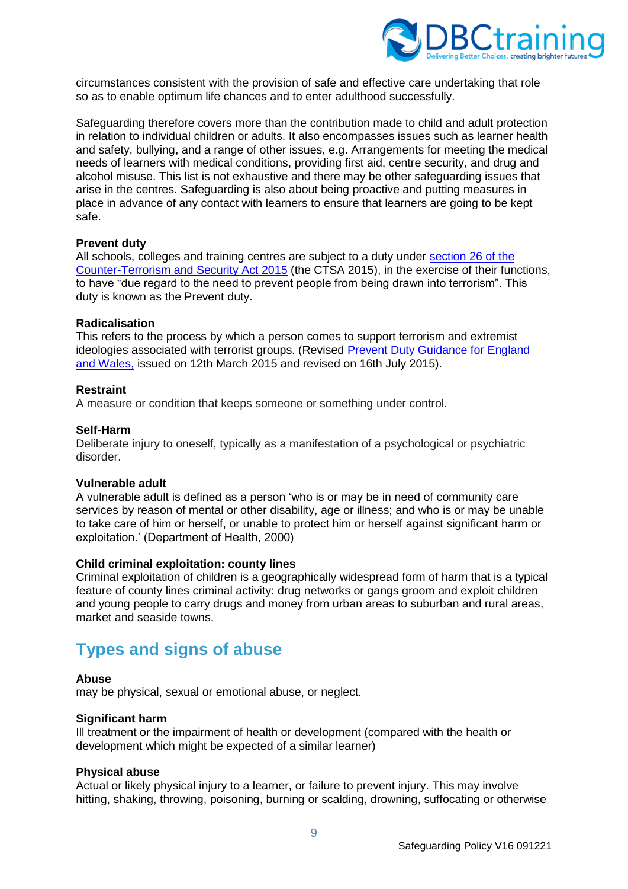circumstances consistent with the provision of safe and effective care undertaking that role so as to enable optimum life chances and to enter adulthood successfully.

Safeguarding therefore covers more than the contribution made to child and adult protection in relation to individual children or adults. It also encompasses issues such as learner health and safety, bullying, and a range of other issues, e.g. Arrangements for meeting the medical needs of learners with medical conditions, providing first aid, centre security, and drug and alcohol misuse. This list is not exhaustive and there may be other safeguarding issues that arise in the centres. Safeguarding is also about being proactive and putting measures in place in advance of any contact with learners to ensure that learners are going to be kept safe.

**Prevent duty**
All schools, colleges and training centres are subject to a duty under section 26 of the Counter-Terrorism and Security Act 2015 (the CTSA 2015), in the exercise of their functions, to have "due regard to the need to prevent people from being drawn into terrorism". This duty is known as the Prevent duty.

**Radicalisation**
This refers to the process by which a person comes to support terrorism and extremist ideologies associated with terrorist groups. (Revised Prevent Duty Guidance for England and Wales, issued on 12th March 2015 and revised on 16th July 2015).

**Restraint**
A measure or condition that keeps someone or something under control.

**Self-Harm**
Deliberate injury to oneself, typically as a manifestation of a psychological or psychiatric disorder.

**Vulnerable adult**
A vulnerable adult is defined as a person 'who is or may be in need of community care services by reason of mental or other disability, age or illness; and who is or may be unable to take care of him or herself, or unable to protect him or herself against significant harm or exploitation.' (Department of Health, 2000)

**Child criminal exploitation: county lines**
Criminal exploitation of children is a geographically widespread form of harm that is a typical feature of county lines criminal activity: drug networks or gangs groom and exploit children and young people to carry drugs and money from urban areas to suburban and rural areas, market and seaside towns.

## Types and signs of abuse

**Abuse**
may be physical, sexual or emotional abuse, or neglect.

**Significant harm**
Ill treatment or the impairment of health or development (compared with the health or development which might be expected of a similar learner)

**Physical abuse**
Actual or likely physical injury to a learner, or failure to prevent injury. This may involve hitting, shaking, throwing, poisoning, burning or scalding, drowning, suffocating or otherwise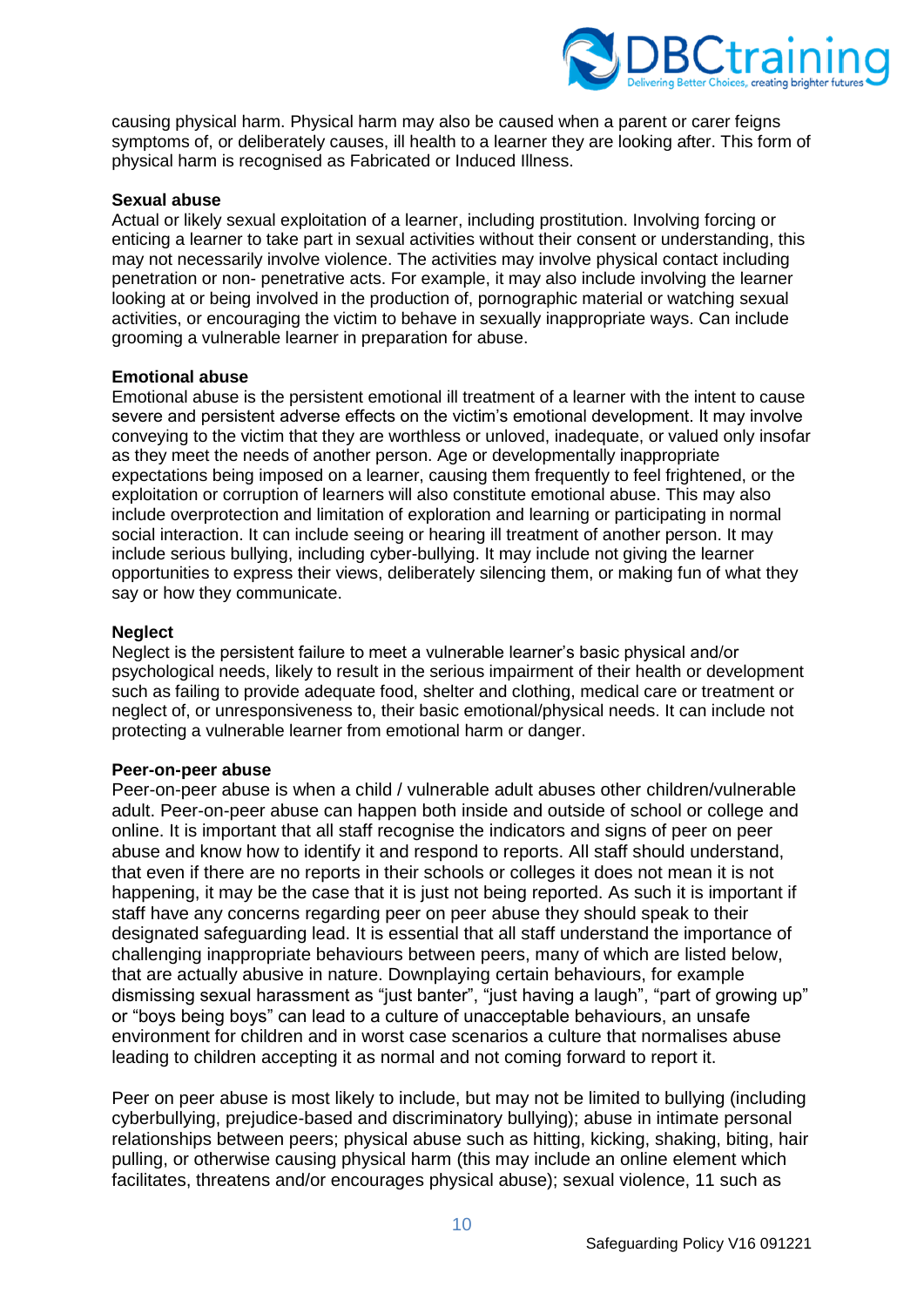causing physical harm. Physical harm may also be caused when a parent or carer feigns symptoms of, or deliberately causes, ill health to a learner they are looking after. This form of physical harm is recognised as Fabricated or Induced Illness.

**Sexual abuse**
Actual or likely sexual exploitation of a learner, including prostitution. Involving forcing or enticing a learner to take part in sexual activities without their consent or understanding, this may not necessarily involve violence. The activities may involve physical contact including penetration or non- penetrative acts. For example, it may also include involving the learner looking at or being involved in the production of, pornographic material or watching sexual activities, or encouraging the victim to behave in sexually inappropriate ways. Can include grooming a vulnerable learner in preparation for abuse.

**Emotional abuse**
Emotional abuse is the persistent emotional ill treatment of a learner with the intent to cause severe and persistent adverse effects on the victim's emotional development. It may involve conveying to the victim that they are worthless or unloved, inadequate, or valued only insofar as they meet the needs of another person. Age or developmentally inappropriate expectations being imposed on a learner, causing them frequently to feel frightened, or the exploitation or corruption of learners will also constitute emotional abuse. This may also include overprotection and limitation of exploration and learning or participating in normal social interaction. It can include seeing or hearing ill treatment of another person. It may include serious bullying, including cyber-bullying. It may include not giving the learner opportunities to express their views, deliberately silencing them, or making fun of what they say or how they communicate.

**Neglect**
Neglect is the persistent failure to meet a vulnerable learner's basic physical and/or psychological needs, likely to result in the serious impairment of their health or development such as failing to provide adequate food, shelter and clothing, medical care or treatment or neglect of, or unresponsiveness to, their basic emotional/physical needs. It can include not protecting a vulnerable learner from emotional harm or danger.

**Peer-on-peer abuse**
Peer-on-peer abuse is when a child / vulnerable adult abuses other children/vulnerable adult. Peer-on-peer abuse can happen both inside and outside of school or college and online. It is important that all staff recognise the indicators and signs of peer on peer abuse and know how to identify it and respond to reports. All staff should understand, that even if there are no reports in their schools or colleges it does not mean it is not happening, it may be the case that it is just not being reported. As such it is important if staff have any concerns regarding peer on peer abuse they should speak to their designated safeguarding lead. It is essential that all staff understand the importance of challenging inappropriate behaviours between peers, many of which are listed below, that are actually abusive in nature. Downplaying certain behaviours, for example dismissing sexual harassment as "just banter", "just having a laugh", "part of growing up" or "boys being boys" can lead to a culture of unacceptable behaviours, an unsafe environment for children and in worst case scenarios a culture that normalises abuse leading to children accepting it as normal and not coming forward to report it.

Peer on peer abuse is most likely to include, but may not be limited to bullying (including cyberbullying, prejudice-based and discriminatory bullying); abuse in intimate personal relationships between peers; physical abuse such as hitting, kicking, shaking, biting, hair pulling, or otherwise causing physical harm (this may include an online element which facilitates, threatens and/or encourages physical abuse); sexual violence, 11 such as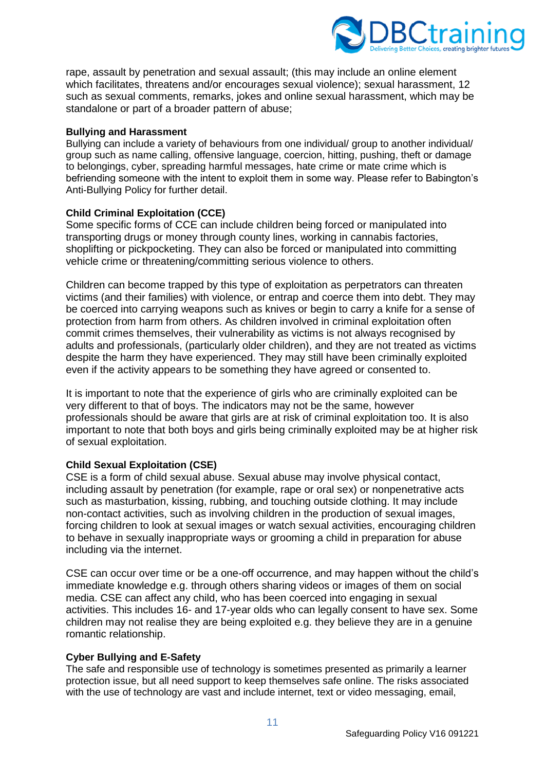rape, assault by penetration and sexual assault; (this may include an online element which facilitates, threatens and/or encourages sexual violence); sexual harassment, 12 such as sexual comments, remarks, jokes and online sexual harassment, which may be standalone or part of a broader pattern of abuse;

**Bullying and Harassment**
Bullying can include a variety of behaviours from one individual/ group to another individual/ group such as name calling, offensive language, coercion, hitting, pushing, theft or damage to belongings, cyber, spreading harmful messages, hate crime or mate crime which is befriending someone with the intent to exploit them in some way. Please refer to Babington's Anti-Bullying Policy for further detail.

**Child Criminal Exploitation (CCE)**
Some specific forms of CCE can include children being forced or manipulated into transporting drugs or money through county lines, working in cannabis factories, shoplifting or pickpocketing. They can also be forced or manipulated into committing vehicle crime or threatening/committing serious violence to others.

Children can become trapped by this type of exploitation as perpetrators can threaten victims (and their families) with violence, or entrap and coerce them into debt. They may be coerced into carrying weapons such as knives or begin to carry a knife for a sense of protection from harm from others. As children involved in criminal exploitation often commit crimes themselves, their vulnerability as victims is not always recognised by adults and professionals, (particularly older children), and they are not treated as victims despite the harm they have experienced. They may still have been criminally exploited even if the activity appears to be something they have agreed or consented to.

It is important to note that the experience of girls who are criminally exploited can be very different to that of boys. The indicators may not be the same, however professionals should be aware that girls are at risk of criminal exploitation too. It is also important to note that both boys and girls being criminally exploited may be at higher risk of sexual exploitation.

**Child Sexual Exploitation (CSE)**
CSE is a form of child sexual abuse. Sexual abuse may involve physical contact, including assault by penetration (for example, rape or oral sex) or nonpenetrative acts such as masturbation, kissing, rubbing, and touching outside clothing. It may include non-contact activities, such as involving children in the production of sexual images, forcing children to look at sexual images or watch sexual activities, encouraging children to behave in sexually inappropriate ways or grooming a child in preparation for abuse including via the internet.

CSE can occur over time or be a one-off occurrence, and may happen without the child's immediate knowledge e.g. through others sharing videos or images of them on social media. CSE can affect any child, who has been coerced into engaging in sexual activities. This includes 16- and 17-year olds who can legally consent to have sex. Some children may not realise they are being exploited e.g. they believe they are in a genuine romantic relationship.

**Cyber Bullying and E-Safety**
The safe and responsible use of technology is sometimes presented as primarily a learner protection issue, but all need support to keep themselves safe online. The risks associated with the use of technology are vast and include internet, text or video messaging, email,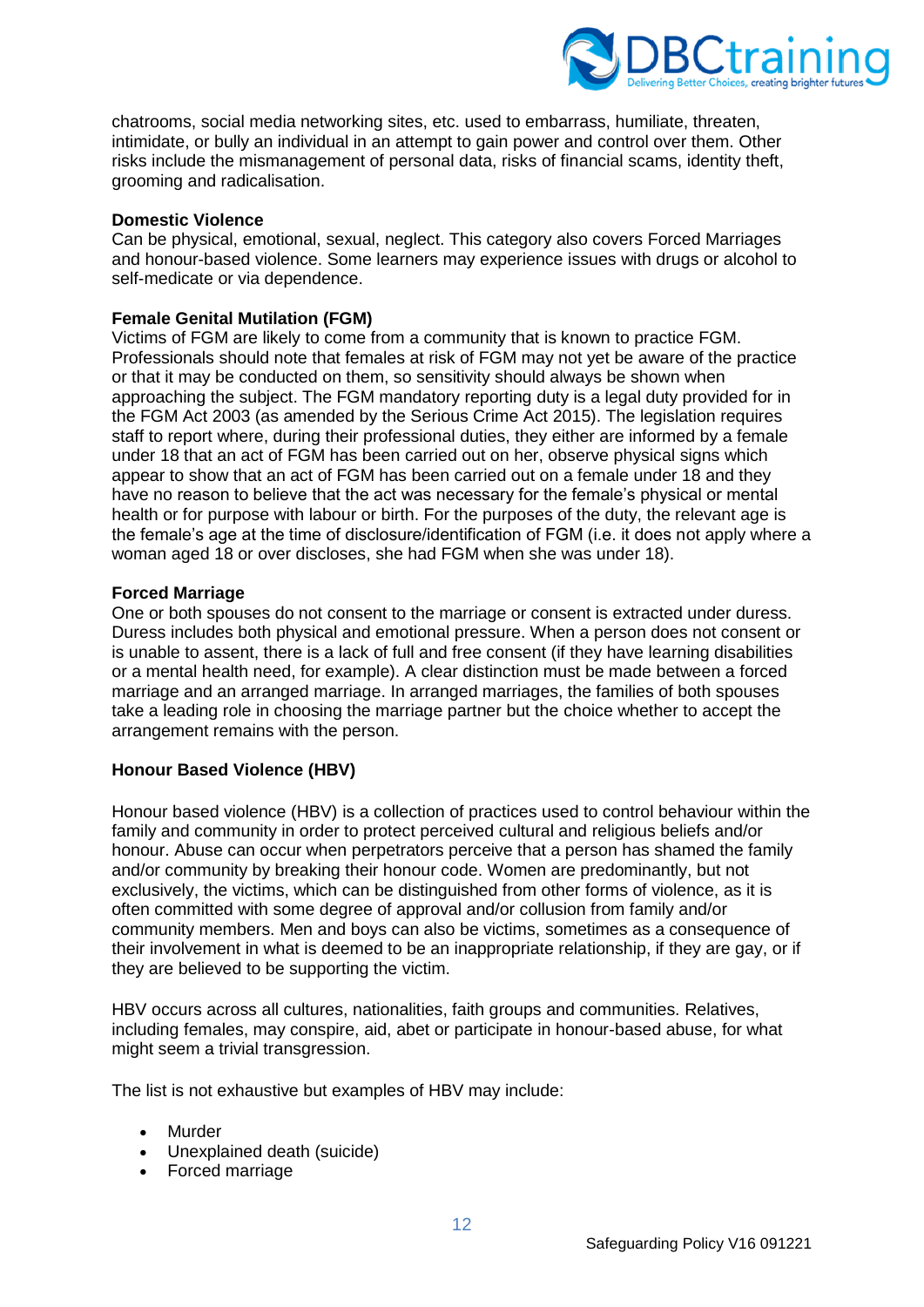chatrooms, social media networking sites, etc. used to embarrass, humiliate, threaten, intimidate, or bully an individual in an attempt to gain power and control over them. Other risks include the mismanagement of personal data, risks of financial scams, identity theft, grooming and radicalisation.

**Domestic Violence**
Can be physical, emotional, sexual, neglect. This category also covers Forced Marriages and honour-based violence. Some learners may experience issues with drugs or alcohol to self-medicate or via dependence.

**Female Genital Mutilation (FGM)**
Victims of FGM are likely to come from a community that is known to practice FGM. Professionals should note that females at risk of FGM may not yet be aware of the practice or that it may be conducted on them, so sensitivity should always be shown when approaching the subject. The FGM mandatory reporting duty is a legal duty provided for in the FGM Act 2003 (as amended by the Serious Crime Act 2015). The legislation requires staff to report where, during their professional duties, they either are informed by a female under 18 that an act of FGM has been carried out on her, observe physical signs which appear to show that an act of FGM has been carried out on a female under 18 and they have no reason to believe that the act was necessary for the female's physical or mental health or for purpose with labour or birth. For the purposes of the duty, the relevant age is the female's age at the time of disclosure/identification of FGM (i.e. it does not apply where a woman aged 18 or over discloses, she had FGM when she was under 18).

**Forced Marriage**
One or both spouses do not consent to the marriage or consent is extracted under duress. Duress includes both physical and emotional pressure. When a person does not consent or is unable to assent, there is a lack of full and free consent (if they have learning disabilities or a mental health need, for example). A clear distinction must be made between a forced marriage and an arranged marriage. In arranged marriages, the families of both spouses take a leading role in choosing the marriage partner but the choice whether to accept the arrangement remains with the person.

**Honour Based Violence (HBV)**

Honour based violence (HBV) is a collection of practices used to control behaviour within the family and community in order to protect perceived cultural and religious beliefs and/or honour. Abuse can occur when perpetrators perceive that a person has shamed the family and/or community by breaking their honour code. Women are predominantly, but not exclusively, the victims, which can be distinguished from other forms of violence, as it is often committed with some degree of approval and/or collusion from family and/or community members. Men and boys can also be victims, sometimes as a consequence of their involvement in what is deemed to be an inappropriate relationship, if they are gay, or if they are believed to be supporting the victim.

HBV occurs across all cultures, nationalities, faith groups and communities. Relatives, including females, may conspire, aid, abet or participate in honour-based abuse, for what might seem a trivial transgression.

The list is not exhaustive but examples of HBV may include:

- Murder
- Unexplained death (suicide)
- Forced marriage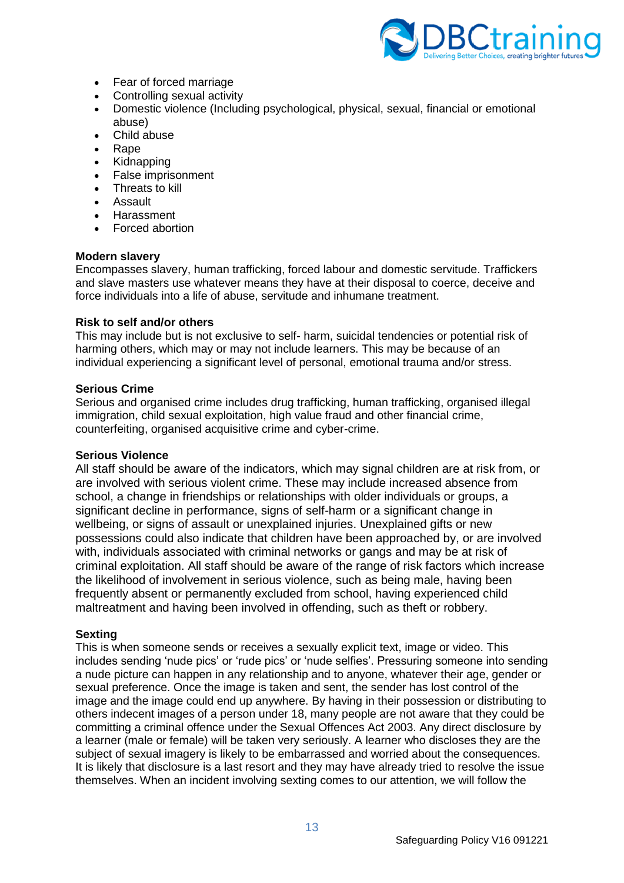- Fear of forced marriage
- Controlling sexual activity
- Domestic violence (Including psychological, physical, sexual, financial or emotional abuse)
- Child abuse
- Rape
- Kidnapping
- False imprisonment
- Threats to kill
- Assault
- Harassment
- Forced abortion

**Modern slavery**
Encompasses slavery, human trafficking, forced labour and domestic servitude. Traffickers and slave masters use whatever means they have at their disposal to coerce, deceive and force individuals into a life of abuse, servitude and inhumane treatment.

**Risk to self and/or others**
This may include but is not exclusive to self- harm, suicidal tendencies or potential risk of harming others, which may or may not include learners. This may be because of an individual experiencing a significant level of personal, emotional trauma and/or stress.

**Serious Crime**
Serious and organised crime includes drug trafficking, human trafficking, organised illegal immigration, child sexual exploitation, high value fraud and other financial crime, counterfeiting, organised acquisitive crime and cyber-crime.

**Serious Violence**
All staff should be aware of the indicators, which may signal children are at risk from, or are involved with serious violent crime. These may include increased absence from school, a change in friendships or relationships with older individuals or groups, a significant decline in performance, signs of self-harm or a significant change in wellbeing, or signs of assault or unexplained injuries. Unexplained gifts or new possessions could also indicate that children have been approached by, or are involved with, individuals associated with criminal networks or gangs and may be at risk of criminal exploitation. All staff should be aware of the range of risk factors which increase the likelihood of involvement in serious violence, such as being male, having been frequently absent or permanently excluded from school, having experienced child maltreatment and having been involved in offending, such as theft or robbery.

**Sexting**
This is when someone sends or receives a sexually explicit text, image or video. This includes sending 'nude pics' or 'rude pics' or 'nude selfies'. Pressuring someone into sending a nude picture can happen in any relationship and to anyone, whatever their age, gender or sexual preference. Once the image is taken and sent, the sender has lost control of the image and the image could end up anywhere. By having in their possession or distributing to others indecent images of a person under 18, many people are not aware that they could be committing a criminal offence under the Sexual Offences Act 2003. Any direct disclosure by a learner (male or female) will be taken very seriously. A learner who discloses they are the subject of sexual imagery is likely to be embarrassed and worried about the consequences. It is likely that disclosure is a last resort and they may have already tried to resolve the issue themselves. When an incident involving sexting comes to our attention, we will follow the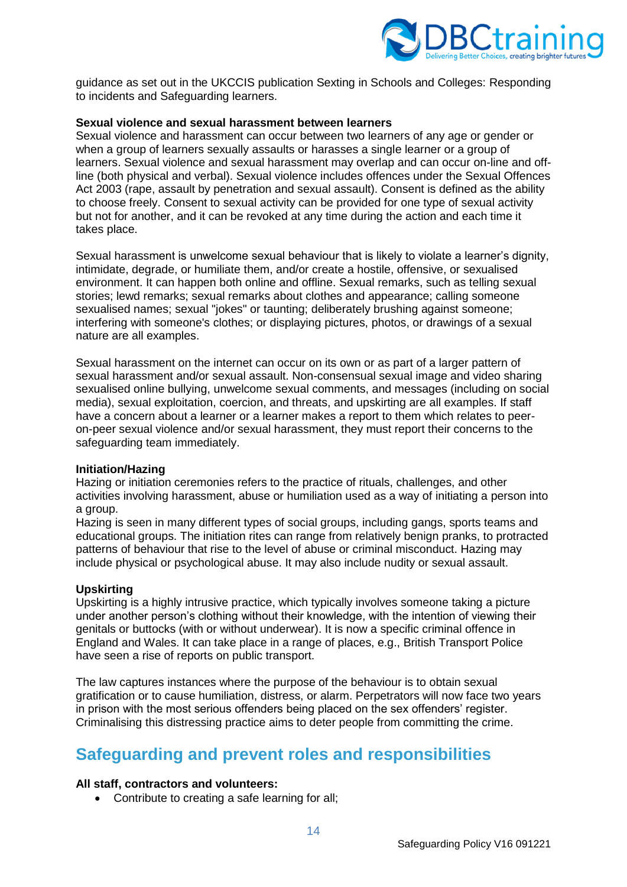guidance as set out in the UKCCIS publication Sexting in Schools and Colleges: Responding to incidents and Safeguarding learners.

**Sexual violence and sexual harassment between learners**

Sexual violence and harassment can occur between two learners of any age or gender or when a group of learners sexually assaults or harasses a single learner or a group of learners. Sexual violence and sexual harassment may overlap and can occur on-line and off-line (both physical and verbal). Sexual violence includes offences under the Sexual Offences Act 2003 (rape, assault by penetration and sexual assault). Consent is defined as the ability to choose freely. Consent to sexual activity can be provided for one type of sexual activity but not for another, and it can be revoked at any time during the action and each time it takes place.

Sexual harassment is unwelcome sexual behaviour that is likely to violate a learner's dignity, intimidate, degrade, or humiliate them, and/or create a hostile, offensive, or sexualised environment. It can happen both online and offline. Sexual remarks, such as telling sexual stories; lewd remarks; sexual remarks about clothes and appearance; calling someone sexualised names; sexual "jokes" or taunting; deliberately brushing against someone; interfering with someone's clothes; or displaying pictures, photos, or drawings of a sexual nature are all examples.

Sexual harassment on the internet can occur on its own or as part of a larger pattern of sexual harassment and/or sexual assault. Non-consensual sexual image and video sharing sexualised online bullying, unwelcome sexual comments, and messages (including on social media), sexual exploitation, coercion, and threats, and upskirting are all examples. If staff have a concern about a learner or a learner makes a report to them which relates to peer-on-peer sexual violence and/or sexual harassment, they must report their concerns to the safeguarding team immediately.

**Initiation/Hazing**

Hazing or initiation ceremonies refers to the practice of rituals, challenges, and other activities involving harassment, abuse or humiliation used as a way of initiating a person into a group.

Hazing is seen in many different types of social groups, including gangs, sports teams and educational groups. The initiation rites can range from relatively benign pranks, to protracted patterns of behaviour that rise to the level of abuse or criminal misconduct. Hazing may include physical or psychological abuse. It may also include nudity or sexual assault.

**Upskirting**

Upskirting is a highly intrusive practice, which typically involves someone taking a picture under another person's clothing without their knowledge, with the intention of viewing their genitals or buttocks (with or without underwear). It is now a specific criminal offence in England and Wales. It can take place in a range of places, e.g., British Transport Police have seen a rise of reports on public transport.

The law captures instances where the purpose of the behaviour is to obtain sexual gratification or to cause humiliation, distress, or alarm. Perpetrators will now face two years in prison with the most serious offenders being placed on the sex offenders' register. Criminalising this distressing practice aims to deter people from committing the crime.

## Safeguarding and prevent roles and responsibilities

**All staff, contractors and volunteers:**

- Contribute to creating a safe learning for all;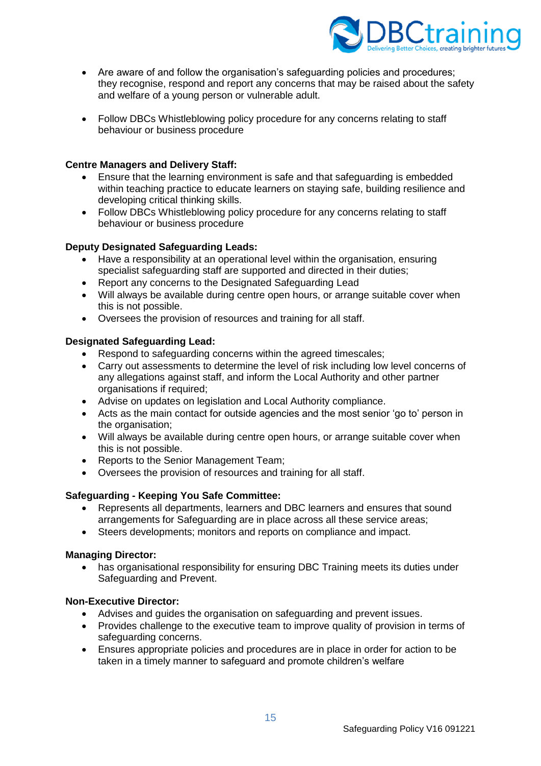- Are aware of and follow the organisation's safeguarding policies and procedures; they recognise, respond and report any concerns that may be raised about the safety and welfare of a young person or vulnerable adult.

- Follow DBCs Whistleblowing policy procedure for any concerns relating to staff behaviour or business procedure

**Centre Managers and Delivery Staff:**

- Ensure that the learning environment is safe and that safeguarding is embedded within teaching practice to educate learners on staying safe, building resilience and developing critical thinking skills.
- Follow DBCs Whistleblowing policy procedure for any concerns relating to staff behaviour or business procedure

**Deputy Designated Safeguarding Leads:**

- Have a responsibility at an operational level within the organisation, ensuring specialist safeguarding staff are supported and directed in their duties;
- Report any concerns to the Designated Safeguarding Lead
- Will always be available during centre open hours, or arrange suitable cover when this is not possible.
- Oversees the provision of resources and training for all staff.

**Designated Safeguarding Lead:**

- Respond to safeguarding concerns within the agreed timescales;
- Carry out assessments to determine the level of risk including low level concerns of any allegations against staff, and inform the Local Authority and other partner organisations if required;
- Advise on updates on legislation and Local Authority compliance.
- Acts as the main contact for outside agencies and the most senior 'go to' person in the organisation;
- Will always be available during centre open hours, or arrange suitable cover when this is not possible.
- Reports to the Senior Management Team;
- Oversees the provision of resources and training for all staff.

**Safeguarding - Keeping You Safe Committee:**

- Represents all departments, learners and DBC learners and ensures that sound arrangements for Safeguarding are in place across all these service areas;
- Steers developments; monitors and reports on compliance and impact.

**Managing Director:**

- has organisational responsibility for ensuring DBC Training meets its duties under Safeguarding and Prevent.

**Non-Executive Director:**

- Advises and guides the organisation on safeguarding and prevent issues.
- Provides challenge to the executive team to improve quality of provision in terms of safeguarding concerns.
- Ensures appropriate policies and procedures are in place in order for action to be taken in a timely manner to safeguard and promote children's welfare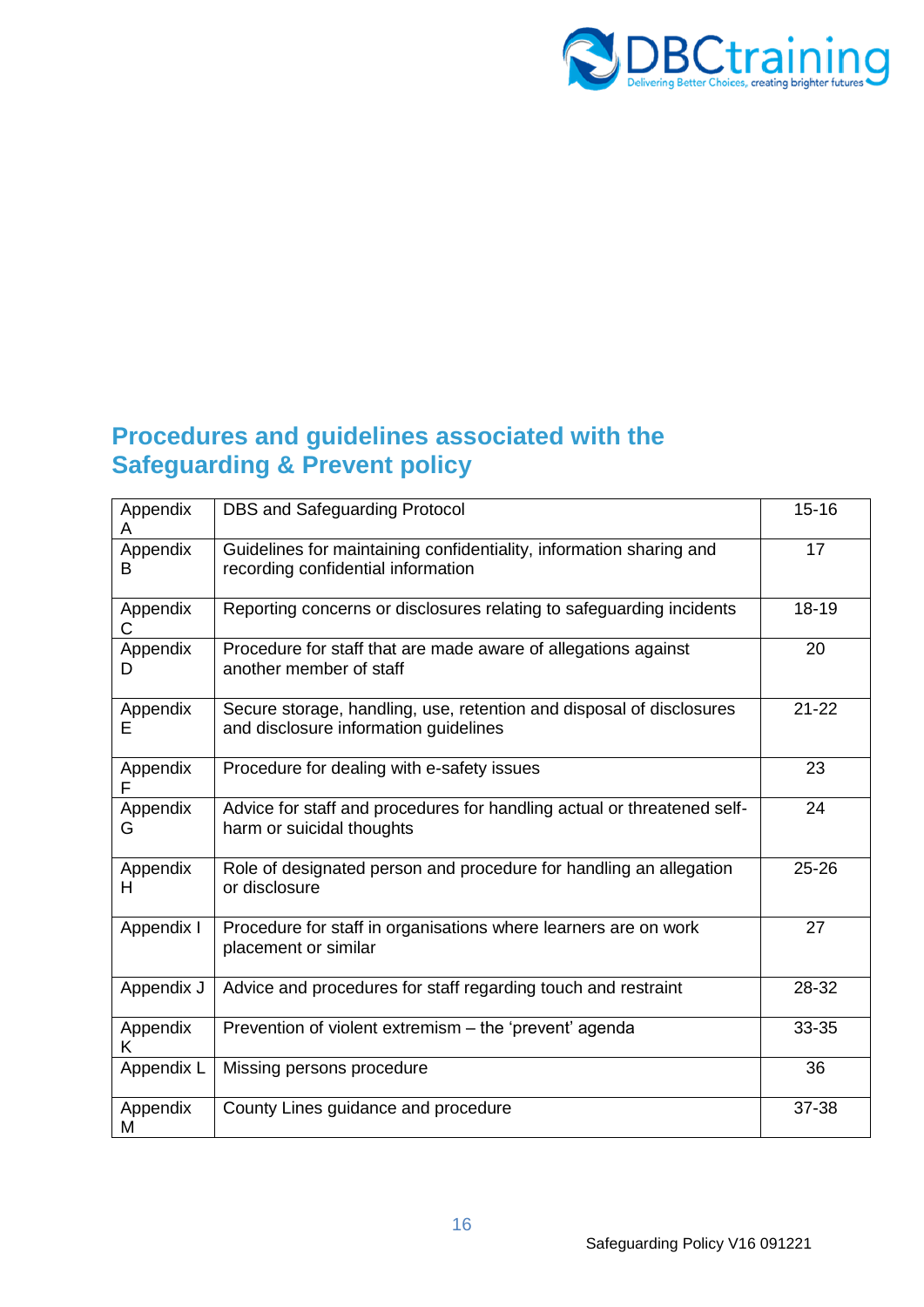## Procedures and guidelines associated with the Safeguarding & Prevent policy

| | | |
|---|---|---|
| Appendix A | DBS and Safeguarding Protocol | 15-16 |
| Appendix B | Guidelines for maintaining confidentiality, information sharing and recording confidential information | 17 |
| Appendix C | Reporting concerns or disclosures relating to safeguarding incidents | 18-19 |
| Appendix D | Procedure for staff that are made aware of allegations against another member of staff | 20 |
| Appendix E | Secure storage, handling, use, retention and disposal of disclosures and disclosure information guidelines | 21-22 |
| Appendix F | Procedure for dealing with e-safety issues | 23 |
| Appendix G | Advice for staff and procedures for handling actual or threatened self-harm or suicidal thoughts | 24 |
| Appendix H | Role of designated person and procedure for handling an allegation or disclosure | 25-26 |
| Appendix I | Procedure for staff in organisations where learners are on work placement or similar | 27 |
| Appendix J | Advice and procedures for staff regarding touch and restraint | 28-32 |
| Appendix K | Prevention of violent extremism – the 'prevent' agenda | 33-35 |
| Appendix L | Missing persons procedure | 36 |
| Appendix M | County Lines guidance and procedure | 37-38 |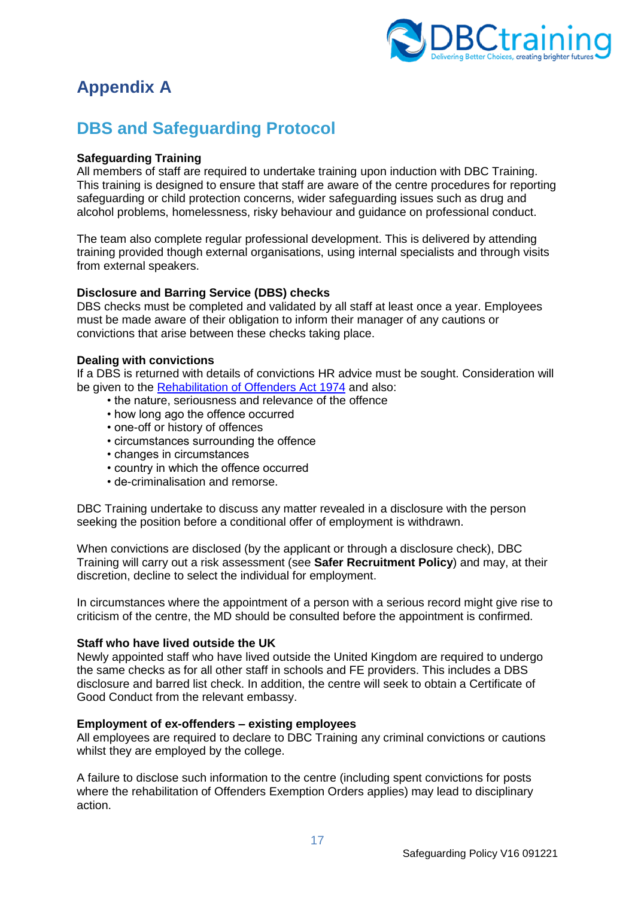# Appendix A

## DBS and Safeguarding Protocol

**Safeguarding Training**
All members of staff are required to undertake training upon induction with DBC Training. This training is designed to ensure that staff are aware of the centre procedures for reporting safeguarding or child protection concerns, wider safeguarding issues such as drug and alcohol problems, homelessness, risky behaviour and guidance on professional conduct.

The team also complete regular professional development. This is delivered by attending training provided though external organisations, using internal specialists and through visits from external speakers.

**Disclosure and Barring Service (DBS) checks**
DBS checks must be completed and validated by all staff at least once a year. Employees must be made aware of their obligation to inform their manager of any cautions or convictions that arise between these checks taking place.

**Dealing with convictions**
If a DBS is returned with details of convictions HR advice must be sought. Consideration will be given to the Rehabilitation of Offenders Act 1974 and also:

- the nature, seriousness and relevance of the offence
- how long ago the offence occurred
- one-off or history of offences
- circumstances surrounding the offence
- changes in circumstances
- country in which the offence occurred
- de-criminalisation and remorse.

DBC Training undertake to discuss any matter revealed in a disclosure with the person seeking the position before a conditional offer of employment is withdrawn.

When convictions are disclosed (by the applicant or through a disclosure check), DBC Training will carry out a risk assessment (see **Safer Recruitment Policy**) and may, at their discretion, decline to select the individual for employment.

In circumstances where the appointment of a person with a serious record might give rise to criticism of the centre, the MD should be consulted before the appointment is confirmed.

**Staff who have lived outside the UK**
Newly appointed staff who have lived outside the United Kingdom are required to undergo the same checks as for all other staff in schools and FE providers. This includes a DBS disclosure and barred list check. In addition, the centre will seek to obtain a Certificate of Good Conduct from the relevant embassy.

**Employment of ex-offenders – existing employees**
All employees are required to declare to DBC Training any criminal convictions or cautions whilst they are employed by the college.

A failure to disclose such information to the centre (including spent convictions for posts where the rehabilitation of Offenders Exemption Orders applies) may lead to disciplinary action.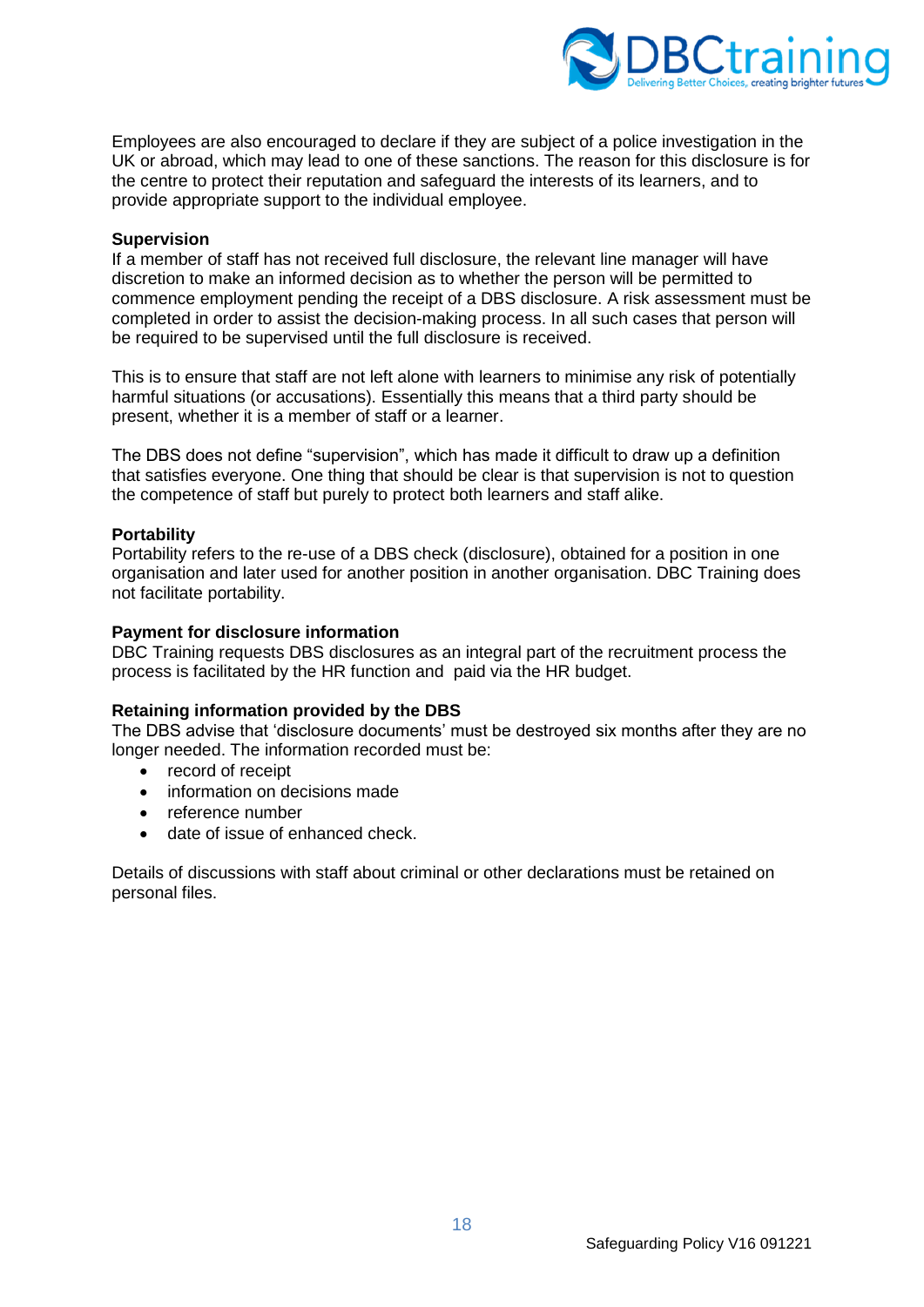Employees are also encouraged to declare if they are subject of a police investigation in the UK or abroad, which may lead to one of these sanctions. The reason for this disclosure is for the centre to protect their reputation and safeguard the interests of its learners, and to provide appropriate support to the individual employee.

**Supervision**

If a member of staff has not received full disclosure, the relevant line manager will have discretion to make an informed decision as to whether the person will be permitted to commence employment pending the receipt of a DBS disclosure. A risk assessment must be completed in order to assist the decision-making process. In all such cases that person will be required to be supervised until the full disclosure is received.

This is to ensure that staff are not left alone with learners to minimise any risk of potentially harmful situations (or accusations). Essentially this means that a third party should be present, whether it is a member of staff or a learner.

The DBS does not define "supervision", which has made it difficult to draw up a definition that satisfies everyone. One thing that should be clear is that supervision is not to question the competence of staff but purely to protect both learners and staff alike.

**Portability**

Portability refers to the re-use of a DBS check (disclosure), obtained for a position in one organisation and later used for another position in another organisation. DBC Training does not facilitate portability.

**Payment for disclosure information**

DBC Training requests DBS disclosures as an integral part of the recruitment process the process is facilitated by the HR function and paid via the HR budget.

**Retaining information provided by the DBS**

The DBS advise that 'disclosure documents' must be destroyed six months after they are no longer needed. The information recorded must be:

- record of receipt
- information on decisions made
- reference number
- date of issue of enhanced check.

Details of discussions with staff about criminal or other declarations must be retained on personal files.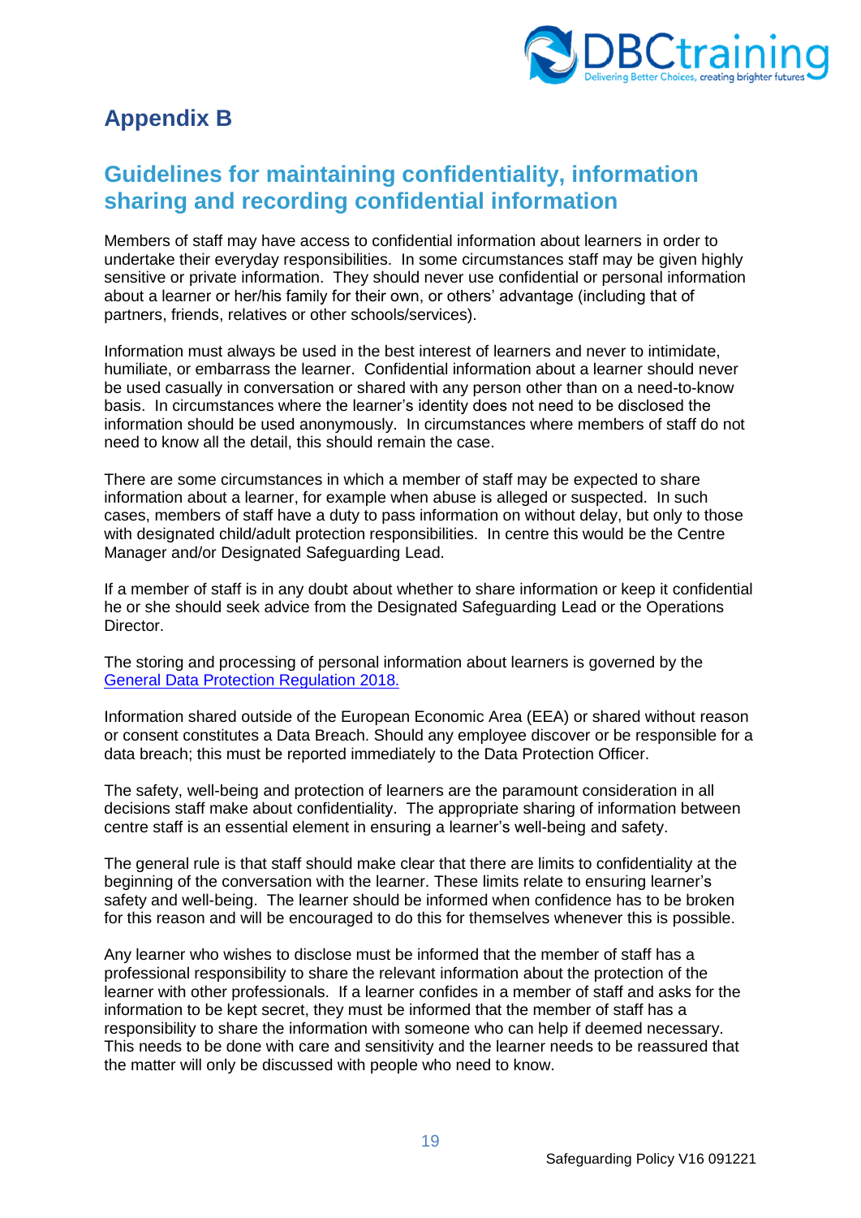## Appendix B

## Guidelines for maintaining confidentiality, information sharing and recording confidential information

Members of staff may have access to confidential information about learners in order to undertake their everyday responsibilities. In some circumstances staff may be given highly sensitive or private information. They should never use confidential or personal information about a learner or her/his family for their own, or others' advantage (including that of partners, friends, relatives or other schools/services).

Information must always be used in the best interest of learners and never to intimidate, humiliate, or embarrass the learner. Confidential information about a learner should never be used casually in conversation or shared with any person other than on a need-to-know basis. In circumstances where the learner's identity does not need to be disclosed the information should be used anonymously. In circumstances where members of staff do not need to know all the detail, this should remain the case.

There are some circumstances in which a member of staff may be expected to share information about a learner, for example when abuse is alleged or suspected. In such cases, members of staff have a duty to pass information on without delay, but only to those with designated child/adult protection responsibilities. In centre this would be the Centre Manager and/or Designated Safeguarding Lead.

If a member of staff is in any doubt about whether to share information or keep it confidential he or she should seek advice from the Designated Safeguarding Lead or the Operations Director.

The storing and processing of personal information about learners is governed by the General Data Protection Regulation 2018.

Information shared outside of the European Economic Area (EEA) or shared without reason or consent constitutes a Data Breach. Should any employee discover or be responsible for a data breach; this must be reported immediately to the Data Protection Officer.

The safety, well-being and protection of learners are the paramount consideration in all decisions staff make about confidentiality. The appropriate sharing of information between centre staff is an essential element in ensuring a learner's well-being and safety.

The general rule is that staff should make clear that there are limits to confidentiality at the beginning of the conversation with the learner. These limits relate to ensuring learner's safety and well-being. The learner should be informed when confidence has to be broken for this reason and will be encouraged to do this for themselves whenever this is possible.

Any learner who wishes to disclose must be informed that the member of staff has a professional responsibility to share the relevant information about the protection of the learner with other professionals. If a learner confides in a member of staff and asks for the information to be kept secret, they must be informed that the member of staff has a responsibility to share the information with someone who can help if deemed necessary. This needs to be done with care and sensitivity and the learner needs to be reassured that the matter will only be discussed with people who need to know.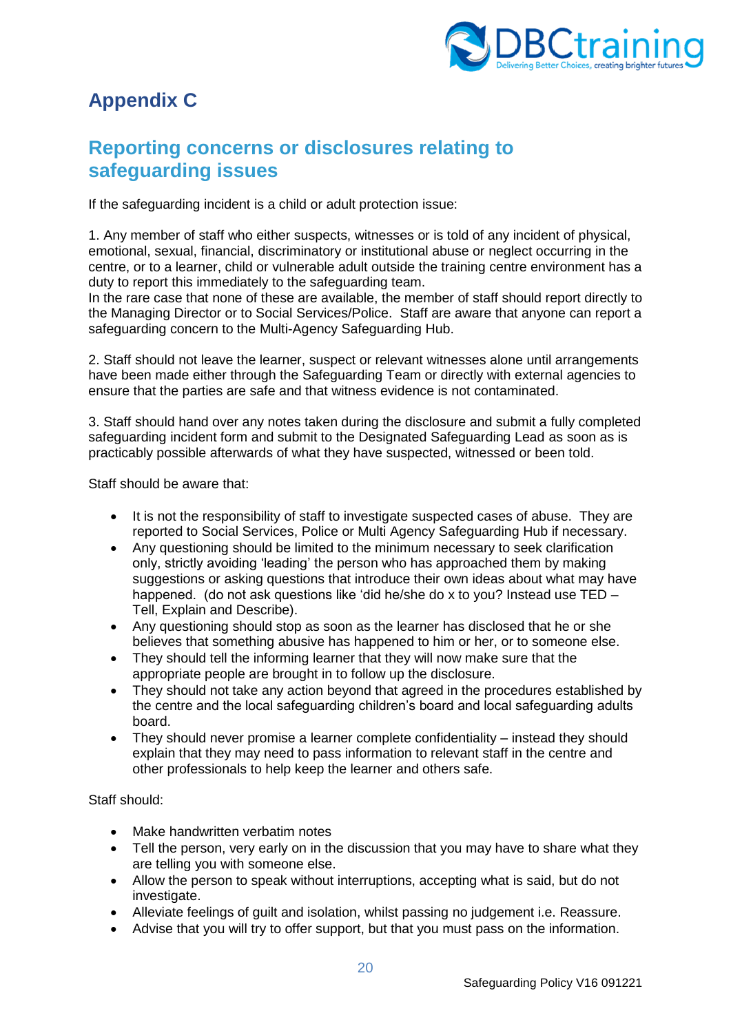# Appendix C

## Reporting concerns or disclosures relating to safeguarding issues

If the safeguarding incident is a child or adult protection issue:

1. Any member of staff who either suspects, witnesses or is told of any incident of physical, emotional, sexual, financial, discriminatory or institutional abuse or neglect occurring in the centre, or to a learner, child or vulnerable adult outside the training centre environment has a duty to report this immediately to the safeguarding team.
In the rare case that none of these are available, the member of staff should report directly to the Managing Director or to Social Services/Police. Staff are aware that anyone can report a safeguarding concern to the Multi-Agency Safeguarding Hub.

2. Staff should not leave the learner, suspect or relevant witnesses alone until arrangements have been made either through the Safeguarding Team or directly with external agencies to ensure that the parties are safe and that witness evidence is not contaminated.

3. Staff should hand over any notes taken during the disclosure and submit a fully completed safeguarding incident form and submit to the Designated Safeguarding Lead as soon as is practicably possible afterwards of what they have suspected, witnessed or been told.

Staff should be aware that:

- It is not the responsibility of staff to investigate suspected cases of abuse. They are reported to Social Services, Police or Multi Agency Safeguarding Hub if necessary.
- Any questioning should be limited to the minimum necessary to seek clarification only, strictly avoiding 'leading' the person who has approached them by making suggestions or asking questions that introduce their own ideas about what may have happened. (do not ask questions like 'did he/she do x to you? Instead use TED – Tell, Explain and Describe).
- Any questioning should stop as soon as the learner has disclosed that he or she believes that something abusive has happened to him or her, or to someone else.
- They should tell the informing learner that they will now make sure that the appropriate people are brought in to follow up the disclosure.
- They should not take any action beyond that agreed in the procedures established by the centre and the local safeguarding children's board and local safeguarding adults board.
- They should never promise a learner complete confidentiality – instead they should explain that they may need to pass information to relevant staff in the centre and other professionals to help keep the learner and others safe.

Staff should:

- Make handwritten verbatim notes
- Tell the person, very early on in the discussion that you may have to share what they are telling you with someone else.
- Allow the person to speak without interruptions, accepting what is said, but do not investigate.
- Alleviate feelings of guilt and isolation, whilst passing no judgement i.e. Reassure.
- Advise that you will try to offer support, but that you must pass on the information.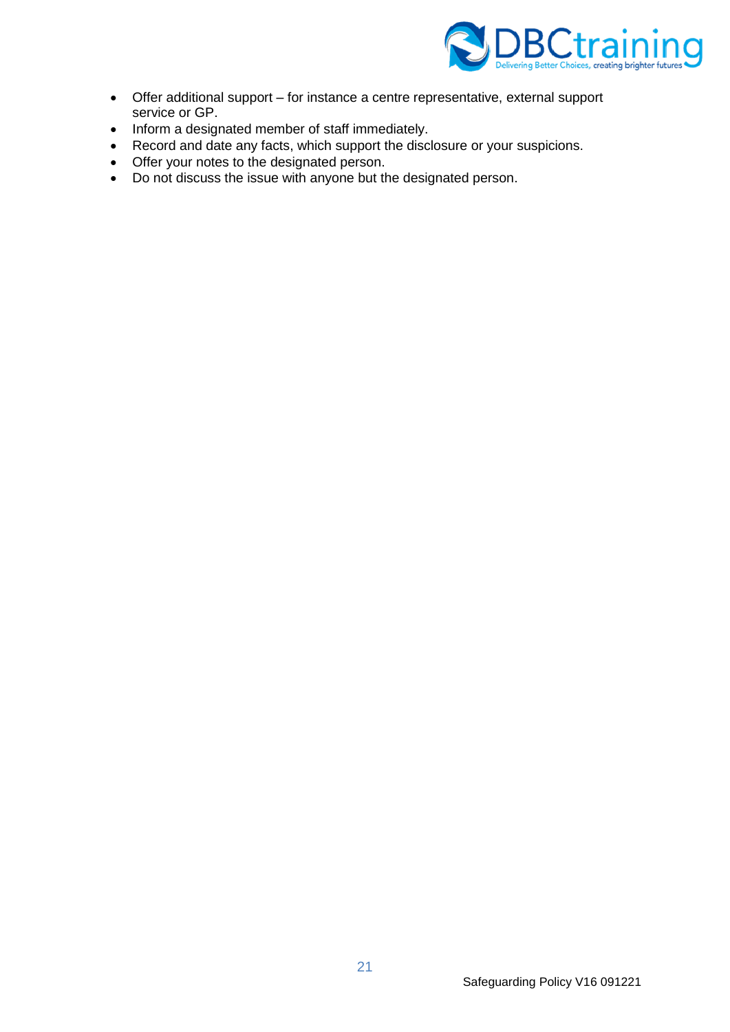- Offer additional support – for instance a centre representative, external support service or GP.
- Inform a designated member of staff immediately.
- Record and date any facts, which support the disclosure or your suspicions.
- Offer your notes to the designated person.
- Do not discuss the issue with anyone but the designated person.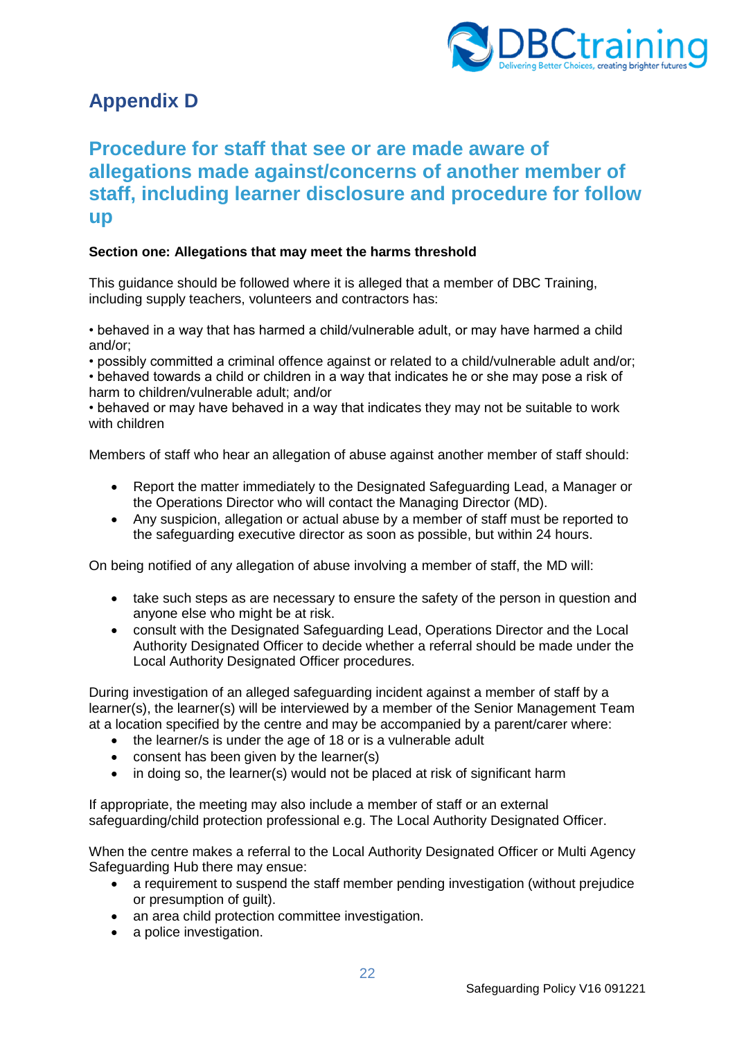# Appendix D

## Procedure for staff that see or are made aware of allegations made against/concerns of another member of staff, including learner disclosure and procedure for follow up

**Section one: Allegations that may meet the harms threshold**

This guidance should be followed where it is alleged that a member of DBC Training, including supply teachers, volunteers and contractors has:

• behaved in a way that has harmed a child/vulnerable adult, or may have harmed a child and/or;
• possibly committed a criminal offence against or related to a child/vulnerable adult and/or;
• behaved towards a child or children in a way that indicates he or she may pose a risk of harm to children/vulnerable adult; and/or
• behaved or may have behaved in a way that indicates they may not be suitable to work with children

Members of staff who hear an allegation of abuse against another member of staff should:

- Report the matter immediately to the Designated Safeguarding Lead, a Manager or the Operations Director who will contact the Managing Director (MD).
- Any suspicion, allegation or actual abuse by a member of staff must be reported to the safeguarding executive director as soon as possible, but within 24 hours.

On being notified of any allegation of abuse involving a member of staff, the MD will:

- take such steps as are necessary to ensure the safety of the person in question and anyone else who might be at risk.
- consult with the Designated Safeguarding Lead, Operations Director and the Local Authority Designated Officer to decide whether a referral should be made under the Local Authority Designated Officer procedures.

During investigation of an alleged safeguarding incident against a member of staff by a learner(s), the learner(s) will be interviewed by a member of the Senior Management Team at a location specified by the centre and may be accompanied by a parent/carer where:

- the learner/s is under the age of 18 or is a vulnerable adult
- consent has been given by the learner(s)
- in doing so, the learner(s) would not be placed at risk of significant harm

If appropriate, the meeting may also include a member of staff or an external safeguarding/child protection professional e.g. The Local Authority Designated Officer.

When the centre makes a referral to the Local Authority Designated Officer or Multi Agency Safeguarding Hub there may ensue:

- a requirement to suspend the staff member pending investigation (without prejudice or presumption of guilt).
- an area child protection committee investigation.
- a police investigation.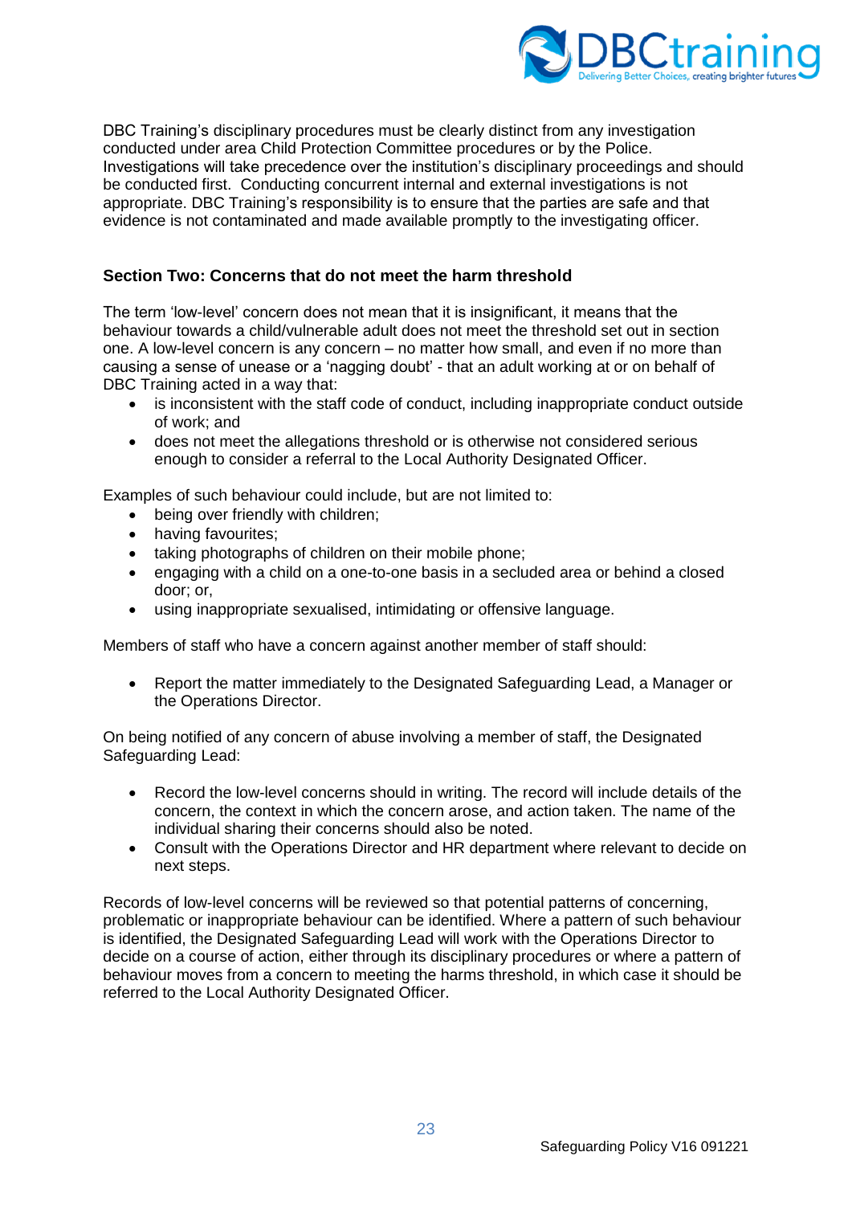DBC Training's disciplinary procedures must be clearly distinct from any investigation conducted under area Child Protection Committee procedures or by the Police. Investigations will take precedence over the institution's disciplinary proceedings and should be conducted first. Conducting concurrent internal and external investigations is not appropriate. DBC Training's responsibility is to ensure that the parties are safe and that evidence is not contaminated and made available promptly to the investigating officer.

### Section Two: Concerns that do not meet the harm threshold

The term 'low-level' concern does not mean that it is insignificant, it means that the behaviour towards a child/vulnerable adult does not meet the threshold set out in section one. A low-level concern is any concern – no matter how small, and even if no more than causing a sense of unease or a 'nagging doubt' - that an adult working at or on behalf of DBC Training acted in a way that:

- is inconsistent with the staff code of conduct, including inappropriate conduct outside of work; and
- does not meet the allegations threshold or is otherwise not considered serious enough to consider a referral to the Local Authority Designated Officer.

Examples of such behaviour could include, but are not limited to:

- being over friendly with children;
- having favourites;
- taking photographs of children on their mobile phone;
- engaging with a child on a one-to-one basis in a secluded area or behind a closed door; or,
- using inappropriate sexualised, intimidating or offensive language.

Members of staff who have a concern against another member of staff should:

- Report the matter immediately to the Designated Safeguarding Lead, a Manager or the Operations Director.

On being notified of any concern of abuse involving a member of staff, the Designated Safeguarding Lead:

- Record the low-level concerns should in writing. The record will include details of the concern, the context in which the concern arose, and action taken. The name of the individual sharing their concerns should also be noted.
- Consult with the Operations Director and HR department where relevant to decide on next steps.

Records of low-level concerns will be reviewed so that potential patterns of concerning, problematic or inappropriate behaviour can be identified. Where a pattern of such behaviour is identified, the Designated Safeguarding Lead will work with the Operations Director to decide on a course of action, either through its disciplinary procedures or where a pattern of behaviour moves from a concern to meeting the harms threshold, in which case it should be referred to the Local Authority Designated Officer.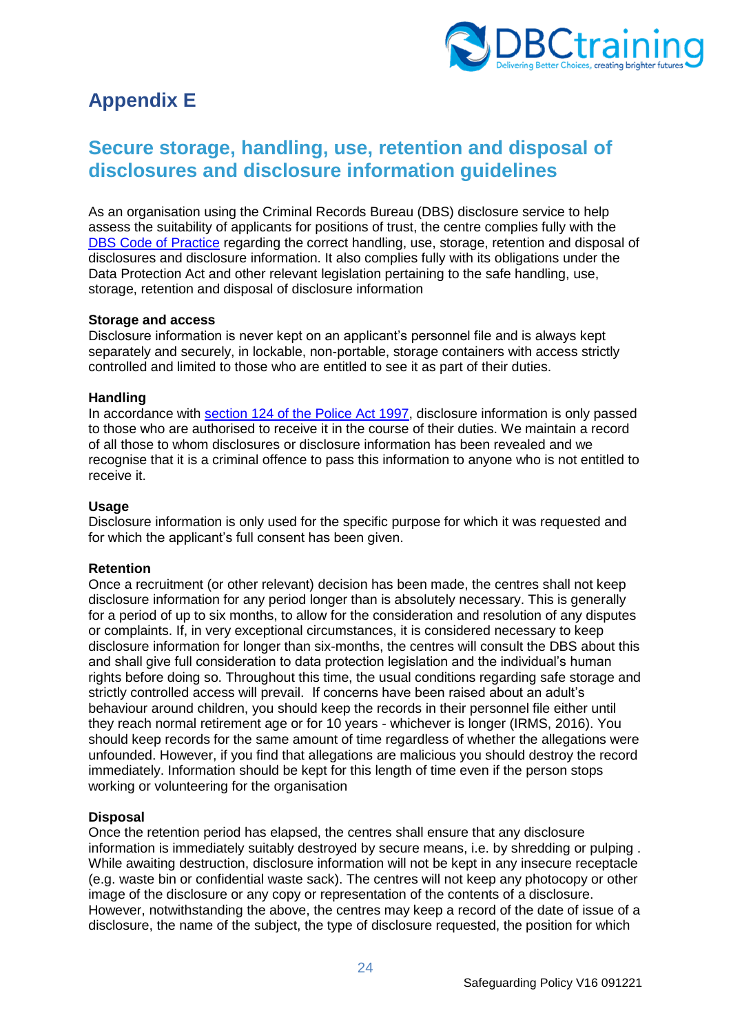# Appendix E

## Secure storage, handling, use, retention and disposal of disclosures and disclosure information guidelines

As an organisation using the Criminal Records Bureau (DBS) disclosure service to help assess the suitability of applicants for positions of trust, the centre complies fully with the DBS Code of Practice regarding the correct handling, use, storage, retention and disposal of disclosures and disclosure information. It also complies fully with its obligations under the Data Protection Act and other relevant legislation pertaining to the safe handling, use, storage, retention and disposal of disclosure information

**Storage and access**
Disclosure information is never kept on an applicant's personnel file and is always kept separately and securely, in lockable, non-portable, storage containers with access strictly controlled and limited to those who are entitled to see it as part of their duties.

**Handling**
In accordance with section 124 of the Police Act 1997, disclosure information is only passed to those who are authorised to receive it in the course of their duties. We maintain a record of all those to whom disclosures or disclosure information has been revealed and we recognise that it is a criminal offence to pass this information to anyone who is not entitled to receive it.

**Usage**
Disclosure information is only used for the specific purpose for which it was requested and for which the applicant's full consent has been given.

**Retention**
Once a recruitment (or other relevant) decision has been made, the centres shall not keep disclosure information for any period longer than is absolutely necessary. This is generally for a period of up to six months, to allow for the consideration and resolution of any disputes or complaints. If, in very exceptional circumstances, it is considered necessary to keep disclosure information for longer than six-months, the centres will consult the DBS about this and shall give full consideration to data protection legislation and the individual's human rights before doing so. Throughout this time, the usual conditions regarding safe storage and strictly controlled access will prevail. If concerns have been raised about an adult's behaviour around children, you should keep the records in their personnel file either until they reach normal retirement age or for 10 years - whichever is longer (IRMS, 2016). You should keep records for the same amount of time regardless of whether the allegations were unfounded. However, if you find that allegations are malicious you should destroy the record immediately. Information should be kept for this length of time even if the person stops working or volunteering for the organisation

**Disposal**
Once the retention period has elapsed, the centres shall ensure that any disclosure information is immediately suitably destroyed by secure means, i.e. by shredding or pulping . While awaiting destruction, disclosure information will not be kept in any insecure receptacle (e.g. waste bin or confidential waste sack). The centres will not keep any photocopy or other image of the disclosure or any copy or representation of the contents of a disclosure. However, notwithstanding the above, the centres may keep a record of the date of issue of a disclosure, the name of the subject, the type of disclosure requested, the position for which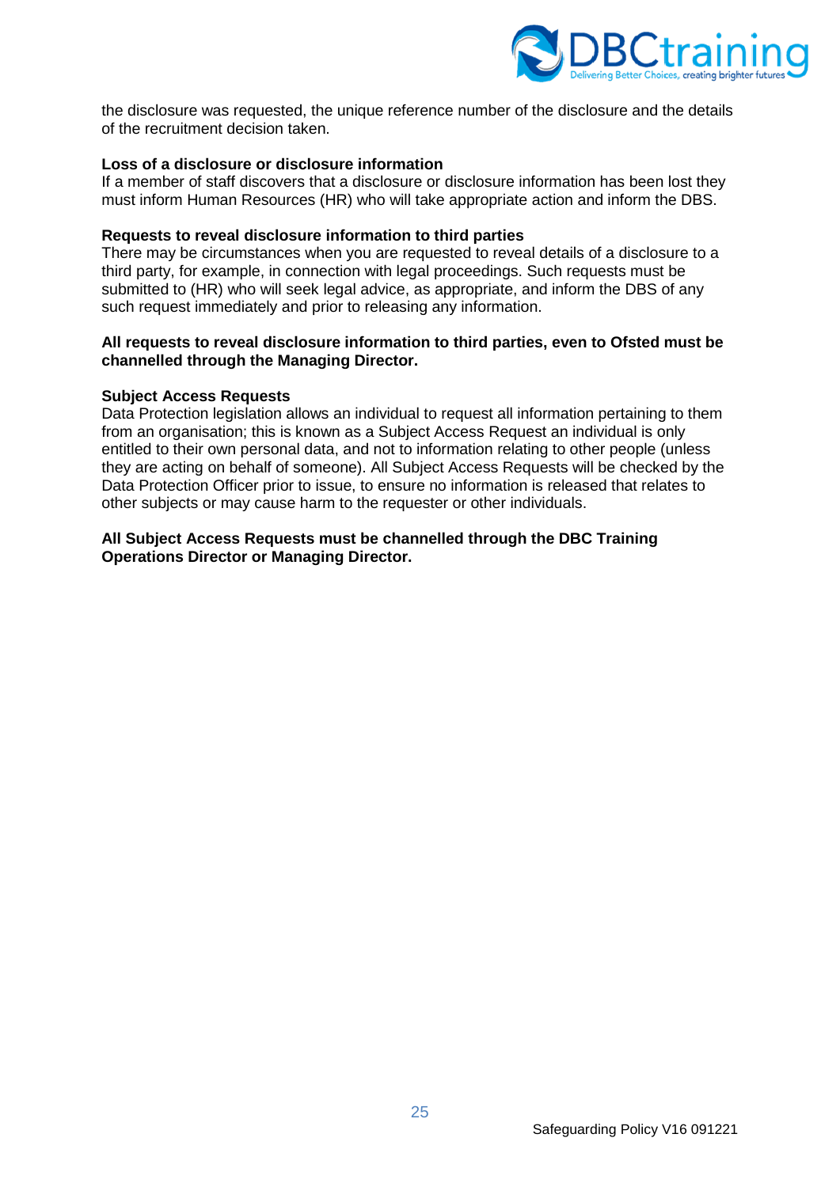the disclosure was requested, the unique reference number of the disclosure and the details of the recruitment decision taken.

**Loss of a disclosure or disclosure information**

If a member of staff discovers that a disclosure or disclosure information has been lost they must inform Human Resources (HR) who will take appropriate action and inform the DBS.

**Requests to reveal disclosure information to third parties**

There may be circumstances when you are requested to reveal details of a disclosure to a third party, for example, in connection with legal proceedings. Such requests must be submitted to (HR) who will seek legal advice, as appropriate, and inform the DBS of any such request immediately and prior to releasing any information.

**All requests to reveal disclosure information to third parties, even to Ofsted must be channelled through the Managing Director.**

**Subject Access Requests**

Data Protection legislation allows an individual to request all information pertaining to them from an organisation; this is known as a Subject Access Request an individual is only entitled to their own personal data, and not to information relating to other people (unless they are acting on behalf of someone). All Subject Access Requests will be checked by the Data Protection Officer prior to issue, to ensure no information is released that relates to other subjects or may cause harm to the requester or other individuals.

**All Subject Access Requests must be channelled through the DBC Training Operations Director or Managing Director.**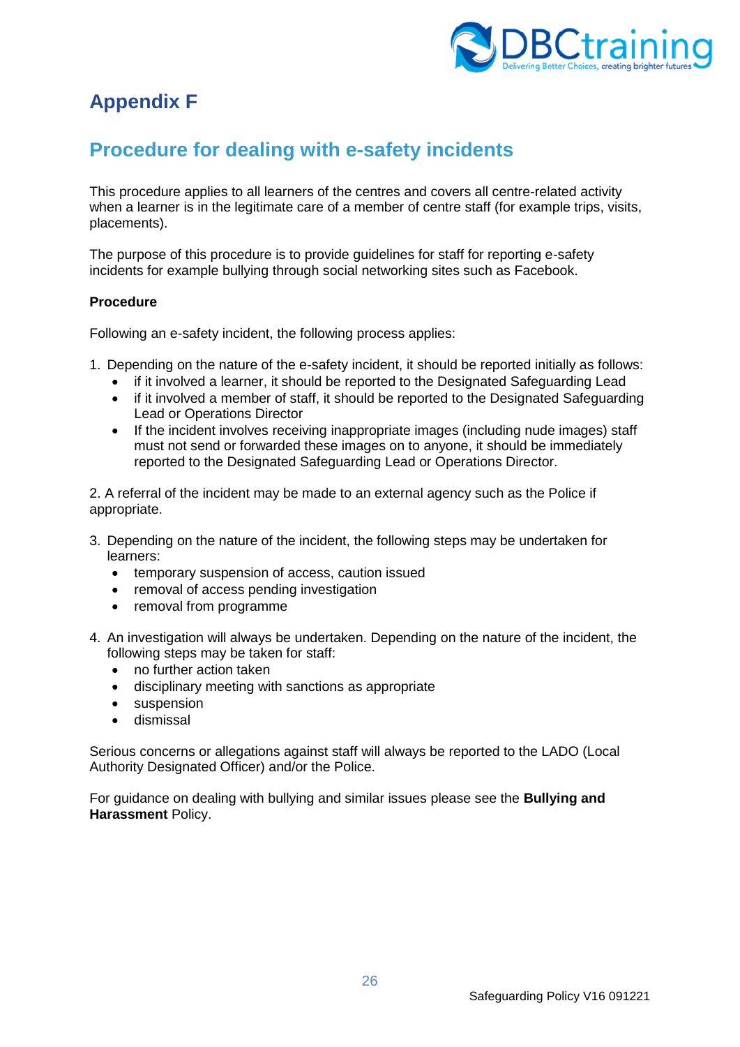# Appendix F

## Procedure for dealing with e-safety incidents

This procedure applies to all learners of the centres and covers all centre-related activity when a learner is in the legitimate care of a member of centre staff (for example trips, visits, placements).

The purpose of this procedure is to provide guidelines for staff for reporting e-safety incidents for example bullying through social networking sites such as Facebook.

**Procedure**

Following an e-safety incident, the following process applies:

1. Depending on the nature of the e-safety incident, it should be reported initially as follows:
   - if it involved a learner, it should be reported to the Designated Safeguarding Lead
   - if it involved a member of staff, it should be reported to the Designated Safeguarding Lead or Operations Director
   - If the incident involves receiving inappropriate images (including nude images) staff must not send or forwarded these images on to anyone, it should be immediately reported to the Designated Safeguarding Lead or Operations Director.

2. A referral of the incident may be made to an external agency such as the Police if appropriate.

3. Depending on the nature of the incident, the following steps may be undertaken for learners:
   - temporary suspension of access, caution issued
   - removal of access pending investigation
   - removal from programme

4. An investigation will always be undertaken. Depending on the nature of the incident, the following steps may be taken for staff:
   - no further action taken
   - disciplinary meeting with sanctions as appropriate
   - suspension
   - dismissal

Serious concerns or allegations against staff will always be reported to the LADO (Local Authority Designated Officer) and/or the Police.

For guidance on dealing with bullying and similar issues please see the **Bullying and Harassment** Policy.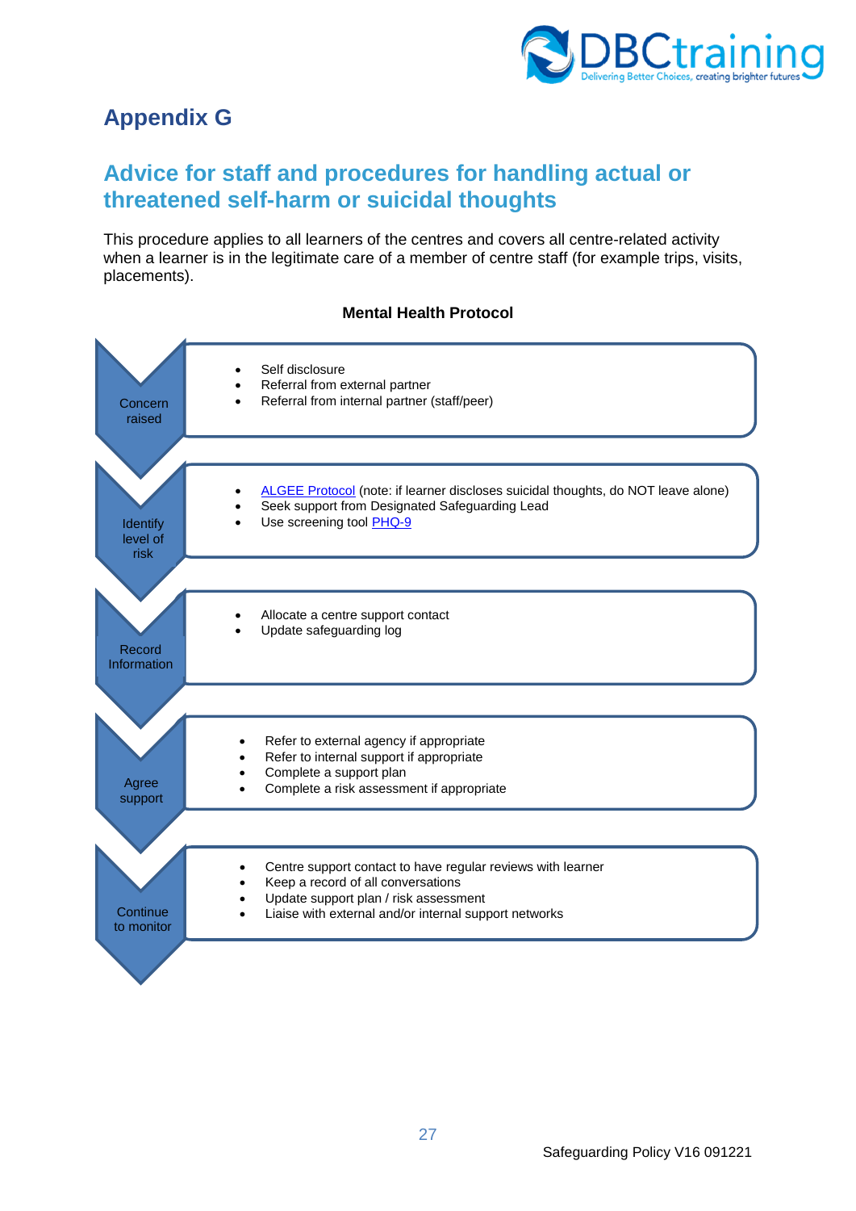## Appendix G

## Advice for staff and procedures for handling actual or threatened self-harm or suicidal thoughts

This procedure applies to all learners of the centres and covers all centre-related activity when a learner is in the legitimate care of a member of centre staff (for example trips, visits, placements).

**Mental Health Protocol**

**Concern raised**

- Self disclosure
- Referral from external partner
- Referral from internal partner (staff/peer)

**Identify level of risk**

- ALGEE Protocol (note: if learner discloses suicidal thoughts, do NOT leave alone)
- Seek support from Designated Safeguarding Lead
- Use screening tool PHQ-9

**Record Information**

- Allocate a centre support contact
- Update safeguarding log

**Agree support**

- Refer to external agency if appropriate
- Refer to internal support if appropriate
- Complete a support plan
- Complete a risk assessment if appropriate

**Continue to monitor**

- Centre support contact to have regular reviews with learner
- Keep a record of all conversations
- Update support plan / risk assessment
- Liaise with external and/or internal support networks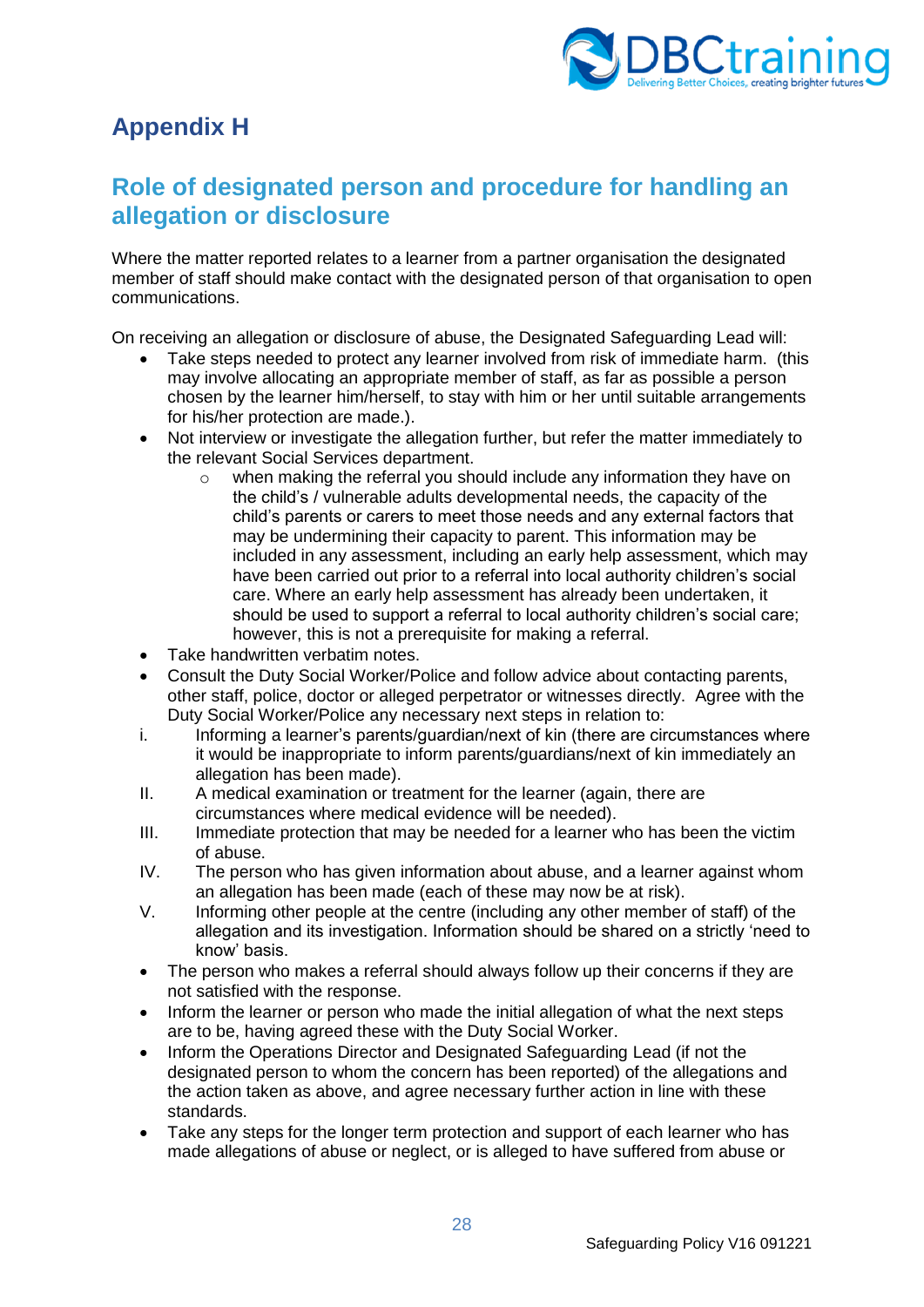# Appendix H

## Role of designated person and procedure for handling an allegation or disclosure

Where the matter reported relates to a learner from a partner organisation the designated member of staff should make contact with the designated person of that organisation to open communications.

On receiving an allegation or disclosure of abuse, the Designated Safeguarding Lead will:

- Take steps needed to protect any learner involved from risk of immediate harm. (this may involve allocating an appropriate member of staff, as far as possible a person chosen by the learner him/herself, to stay with him or her until suitable arrangements for his/her protection are made.).
- Not interview or investigate the allegation further, but refer the matter immediately to the relevant Social Services department.
    - when making the referral you should include any information they have on the child's / vulnerable adults developmental needs, the capacity of the child's parents or carers to meet those needs and any external factors that may be undermining their capacity to parent. This information may be included in any assessment, including an early help assessment, which may have been carried out prior to a referral into local authority children's social care. Where an early help assessment has already been undertaken, it should be used to support a referral to local authority children's social care; however, this is not a prerequisite for making a referral.
- Take handwritten verbatim notes.
- Consult the Duty Social Worker/Police and follow advice about contacting parents, other staff, police, doctor or alleged perpetrator or witnesses directly. Agree with the Duty Social Worker/Police any necessary next steps in relation to:

i. Informing a learner's parents/guardian/next of kin (there are circumstances where it would be inappropriate to inform parents/guardians/next of kin immediately an allegation has been made).

II. A medical examination or treatment for the learner (again, there are circumstances where medical evidence will be needed).

III. Immediate protection that may be needed for a learner who has been the victim of abuse.

IV. The person who has given information about abuse, and a learner against whom an allegation has been made (each of these may now be at risk).

V. Informing other people at the centre (including any other member of staff) of the allegation and its investigation. Information should be shared on a strictly 'need to know' basis.

- The person who makes a referral should always follow up their concerns if they are not satisfied with the response.
- Inform the learner or person who made the initial allegation of what the next steps are to be, having agreed these with the Duty Social Worker.
- Inform the Operations Director and Designated Safeguarding Lead (if not the designated person to whom the concern has been reported) of the allegations and the action taken as above, and agree necessary further action in line with these standards.
- Take any steps for the longer term protection and support of each learner who has made allegations of abuse or neglect, or is alleged to have suffered from abuse or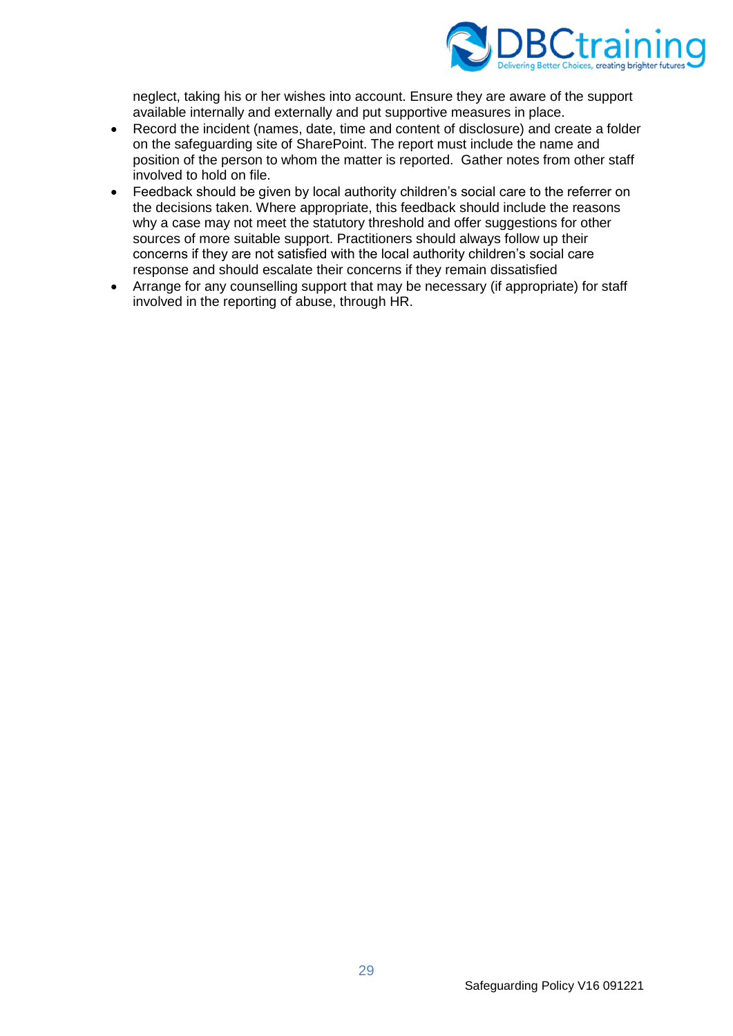neglect, taking his or her wishes into account. Ensure they are aware of the support available internally and externally and put supportive measures in place.

- Record the incident (names, date, time and content of disclosure) and create a folder on the safeguarding site of SharePoint. The report must include the name and position of the person to whom the matter is reported. Gather notes from other staff involved to hold on file.
- Feedback should be given by local authority children's social care to the referrer on the decisions taken. Where appropriate, this feedback should include the reasons why a case may not meet the statutory threshold and offer suggestions for other sources of more suitable support. Practitioners should always follow up their concerns if they are not satisfied with the local authority children's social care response and should escalate their concerns if they remain dissatisfied
- Arrange for any counselling support that may be necessary (if appropriate) for staff involved in the reporting of abuse, through HR.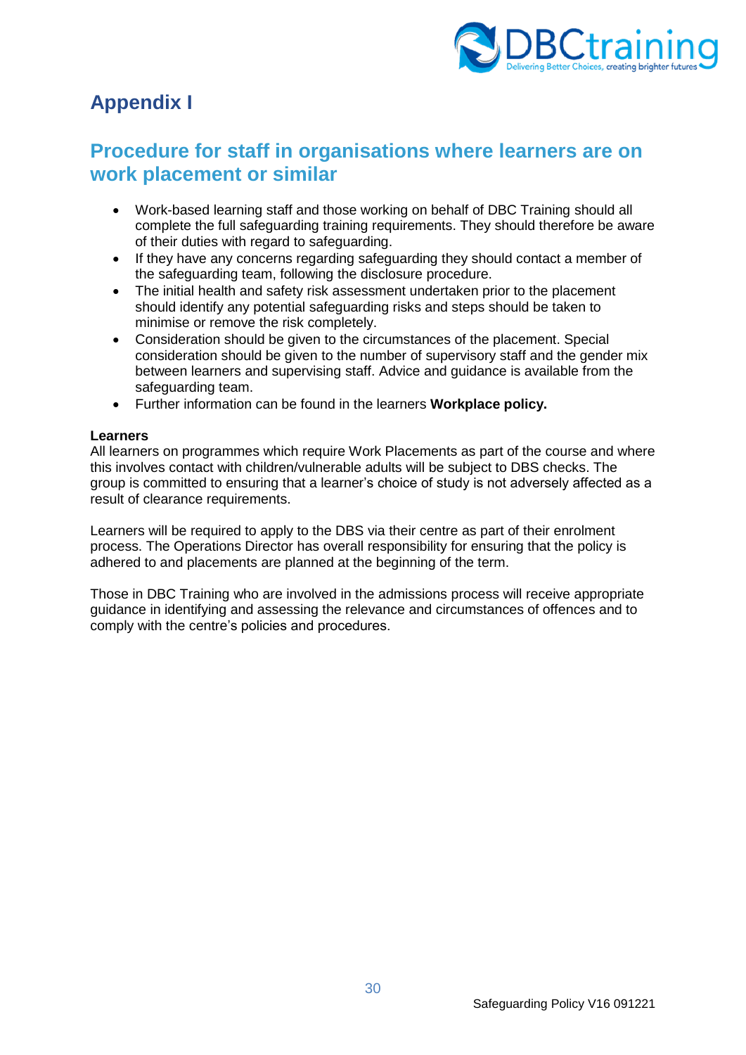# Appendix I

## Procedure for staff in organisations where learners are on work placement or similar

- Work-based learning staff and those working on behalf of DBC Training should all complete the full safeguarding training requirements. They should therefore be aware of their duties with regard to safeguarding.
- If they have any concerns regarding safeguarding they should contact a member of the safeguarding team, following the disclosure procedure.
- The initial health and safety risk assessment undertaken prior to the placement should identify any potential safeguarding risks and steps should be taken to minimise or remove the risk completely.
- Consideration should be given to the circumstances of the placement. Special consideration should be given to the number of supervisory staff and the gender mix between learners and supervising staff. Advice and guidance is available from the safeguarding team.
- Further information can be found in the learners **Workplace policy.**

**Learners**
All learners on programmes which require Work Placements as part of the course and where this involves contact with children/vulnerable adults will be subject to DBS checks. The group is committed to ensuring that a learner's choice of study is not adversely affected as a result of clearance requirements.

Learners will be required to apply to the DBS via their centre as part of their enrolment process. The Operations Director has overall responsibility for ensuring that the policy is adhered to and placements are planned at the beginning of the term.

Those in DBC Training who are involved in the admissions process will receive appropriate guidance in identifying and assessing the relevance and circumstances of offences and to comply with the centre's policies and procedures.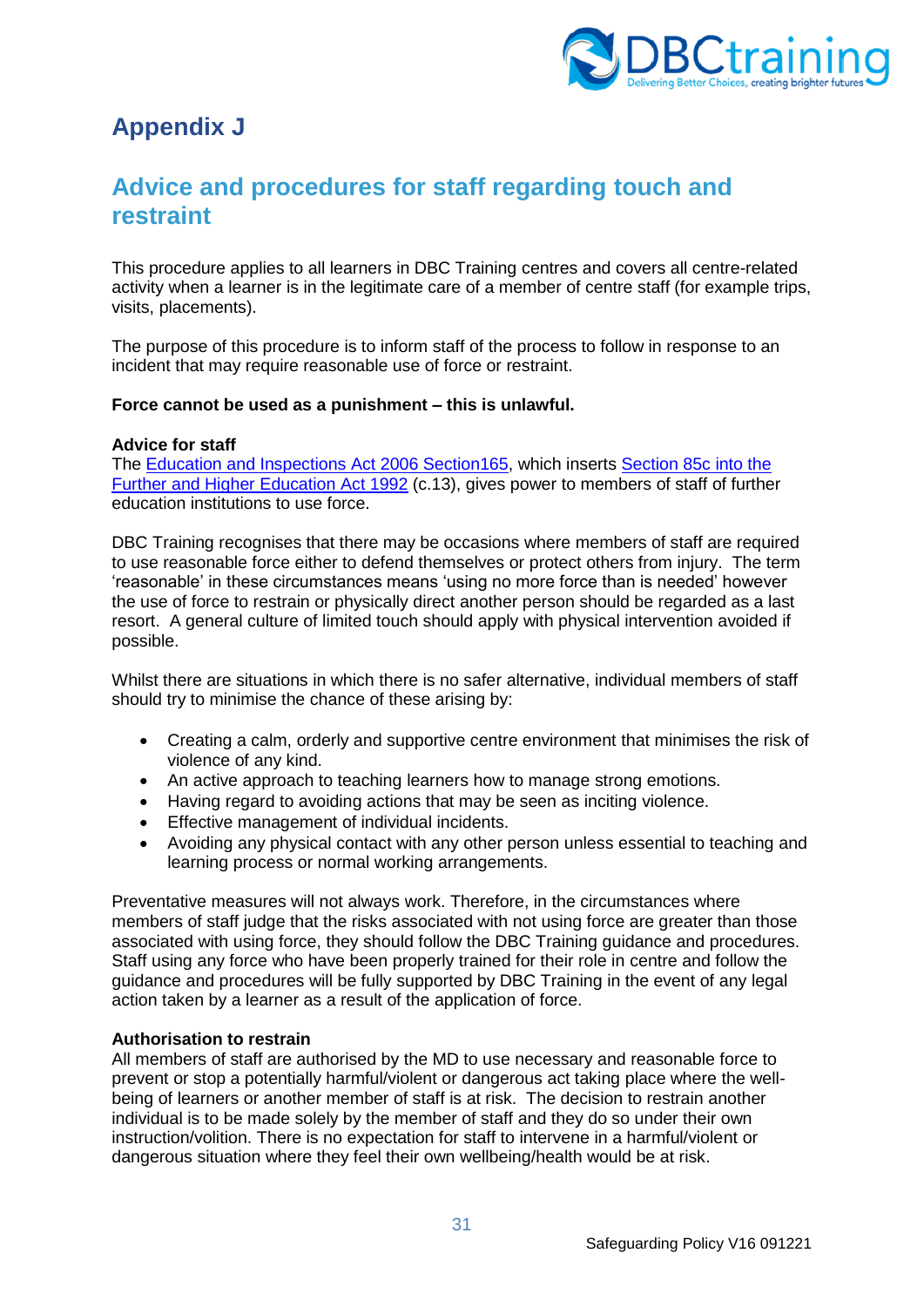# Appendix J

## Advice and procedures for staff regarding touch and restraint

This procedure applies to all learners in DBC Training centres and covers all centre-related activity when a learner is in the legitimate care of a member of centre staff (for example trips, visits, placements).

The purpose of this procedure is to inform staff of the process to follow in response to an incident that may require reasonable use of force or restraint.

**Force cannot be used as a punishment – this is unlawful.**

**Advice for staff**
The Education and Inspections Act 2006 Section165, which inserts Section 85c into the Further and Higher Education Act 1992 (c.13), gives power to members of staff of further education institutions to use force.

DBC Training recognises that there may be occasions where members of staff are required to use reasonable force either to defend themselves or protect others from injury. The term 'reasonable' in these circumstances means 'using no more force than is needed' however the use of force to restrain or physically direct another person should be regarded as a last resort. A general culture of limited touch should apply with physical intervention avoided if possible.

Whilst there are situations in which there is no safer alternative, individual members of staff should try to minimise the chance of these arising by:

- Creating a calm, orderly and supportive centre environment that minimises the risk of violence of any kind.
- An active approach to teaching learners how to manage strong emotions.
- Having regard to avoiding actions that may be seen as inciting violence.
- Effective management of individual incidents.
- Avoiding any physical contact with any other person unless essential to teaching and learning process or normal working arrangements.

Preventative measures will not always work. Therefore, in the circumstances where members of staff judge that the risks associated with not using force are greater than those associated with using force, they should follow the DBC Training guidance and procedures. Staff using any force who have been properly trained for their role in centre and follow the guidance and procedures will be fully supported by DBC Training in the event of any legal action taken by a learner as a result of the application of force.

**Authorisation to restrain**
All members of staff are authorised by the MD to use necessary and reasonable force to prevent or stop a potentially harmful/violent or dangerous act taking place where the well-being of learners or another member of staff is at risk. The decision to restrain another individual is to be made solely by the member of staff and they do so under their own instruction/volition. There is no expectation for staff to intervene in a harmful/violent or dangerous situation where they feel their own wellbeing/health would be at risk.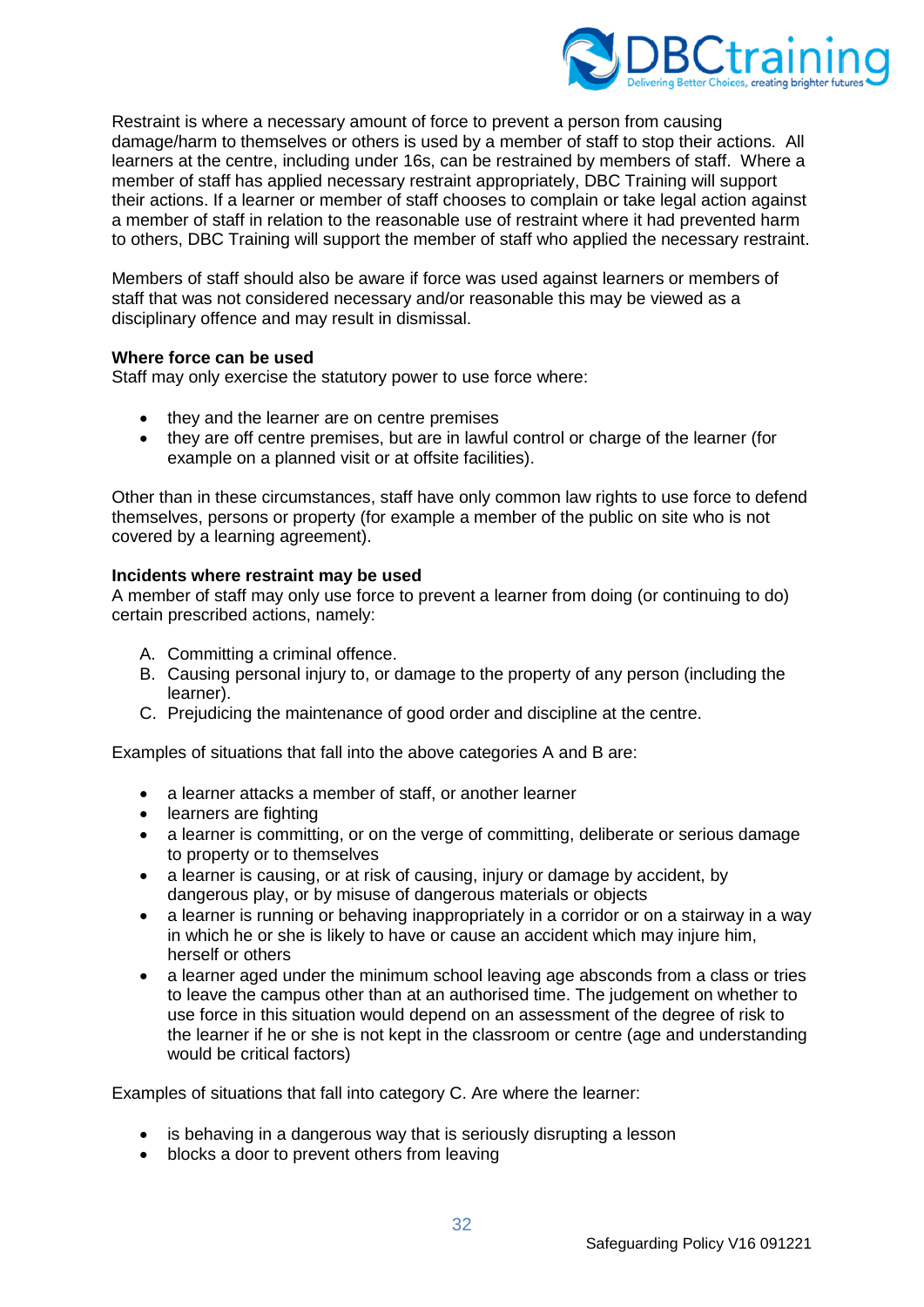Restraint is where a necessary amount of force to prevent a person from causing damage/harm to themselves or others is used by a member of staff to stop their actions. All learners at the centre, including under 16s, can be restrained by members of staff. Where a member of staff has applied necessary restraint appropriately, DBC Training will support their actions. If a learner or member of staff chooses to complain or take legal action against a member of staff in relation to the reasonable use of restraint where it had prevented harm to others, DBC Training will support the member of staff who applied the necessary restraint.

Members of staff should also be aware if force was used against learners or members of staff that was not considered necessary and/or reasonable this may be viewed as a disciplinary offence and may result in dismissal.

**Where force can be used**
Staff may only exercise the statutory power to use force where:

- they and the learner are on centre premises
- they are off centre premises, but are in lawful control or charge of the learner (for example on a planned visit or at offsite facilities).

Other than in these circumstances, staff have only common law rights to use force to defend themselves, persons or property (for example a member of the public on site who is not covered by a learning agreement).

**Incidents where restraint may be used**
A member of staff may only use force to prevent a learner from doing (or continuing to do) certain prescribed actions, namely:

A. Committing a criminal offence.
B. Causing personal injury to, or damage to the property of any person (including the learner).
C. Prejudicing the maintenance of good order and discipline at the centre.

Examples of situations that fall into the above categories A and B are:

- a learner attacks a member of staff, or another learner
- learners are fighting
- a learner is committing, or on the verge of committing, deliberate or serious damage to property or to themselves
- a learner is causing, or at risk of causing, injury or damage by accident, by dangerous play, or by misuse of dangerous materials or objects
- a learner is running or behaving inappropriately in a corridor or on a stairway in a way in which he or she is likely to have or cause an accident which may injure him, herself or others
- a learner aged under the minimum school leaving age absconds from a class or tries to leave the campus other than at an authorised time. The judgement on whether to use force in this situation would depend on an assessment of the degree of risk to the learner if he or she is not kept in the classroom or centre (age and understanding would be critical factors)

Examples of situations that fall into category C. Are where the learner:

- is behaving in a dangerous way that is seriously disrupting a lesson
- blocks a door to prevent others from leaving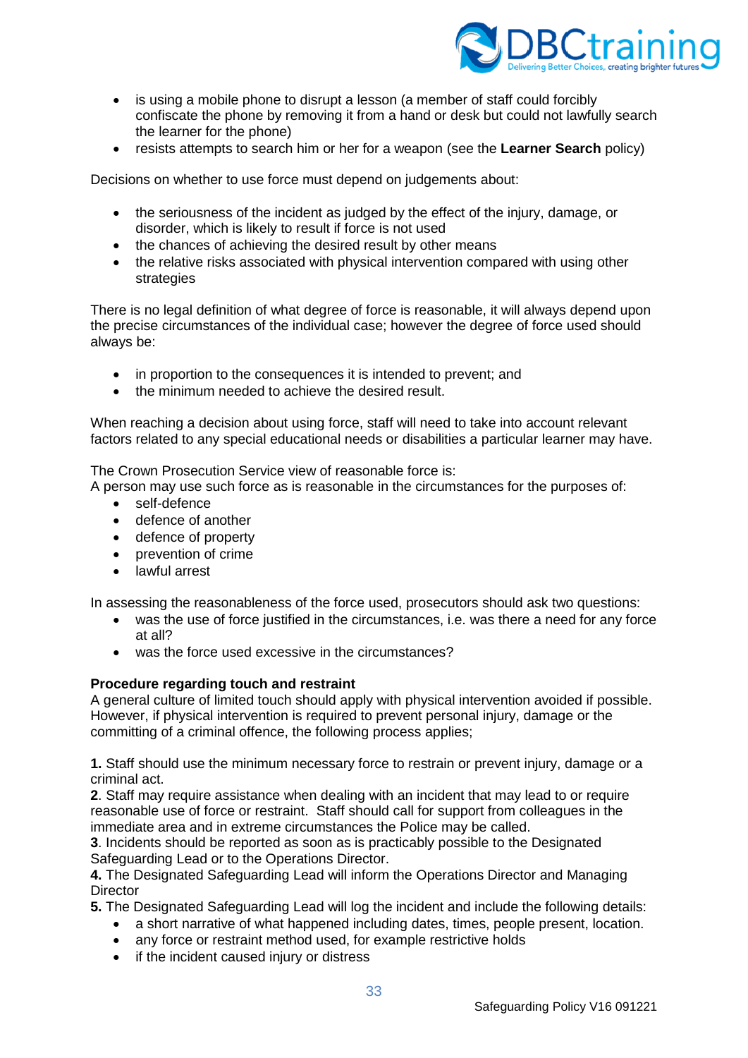- is using a mobile phone to disrupt a lesson (a member of staff could forcibly confiscate the phone by removing it from a hand or desk but could not lawfully search the learner for the phone)
- resists attempts to search him or her for a weapon (see the **Learner Search** policy)

Decisions on whether to use force must depend on judgements about:

- the seriousness of the incident as judged by the effect of the injury, damage, or disorder, which is likely to result if force is not used
- the chances of achieving the desired result by other means
- the relative risks associated with physical intervention compared with using other strategies

There is no legal definition of what degree of force is reasonable, it will always depend upon the precise circumstances of the individual case; however the degree of force used should always be:

- in proportion to the consequences it is intended to prevent; and
- the minimum needed to achieve the desired result.

When reaching a decision about using force, staff will need to take into account relevant factors related to any special educational needs or disabilities a particular learner may have.

The Crown Prosecution Service view of reasonable force is:
A person may use such force as is reasonable in the circumstances for the purposes of:

- self-defence
- defence of another
- defence of property
- prevention of crime
- lawful arrest

In assessing the reasonableness of the force used, prosecutors should ask two questions:

- was the use of force justified in the circumstances, i.e. was there a need for any force at all?
- was the force used excessive in the circumstances?

**Procedure regarding touch and restraint**
A general culture of limited touch should apply with physical intervention avoided if possible. However, if physical intervention is required to prevent personal injury, damage or the committing of a criminal offence, the following process applies;

**1.** Staff should use the minimum necessary force to restrain or prevent injury, damage or a criminal act.
**2**. Staff may require assistance when dealing with an incident that may lead to or require reasonable use of force or restraint. Staff should call for support from colleagues in the immediate area and in extreme circumstances the Police may be called.
**3**. Incidents should be reported as soon as is practicably possible to the Designated Safeguarding Lead or to the Operations Director.
**4.** The Designated Safeguarding Lead will inform the Operations Director and Managing Director
**5.** The Designated Safeguarding Lead will log the incident and include the following details:

- a short narrative of what happened including dates, times, people present, location.
- any force or restraint method used, for example restrictive holds
- if the incident caused injury or distress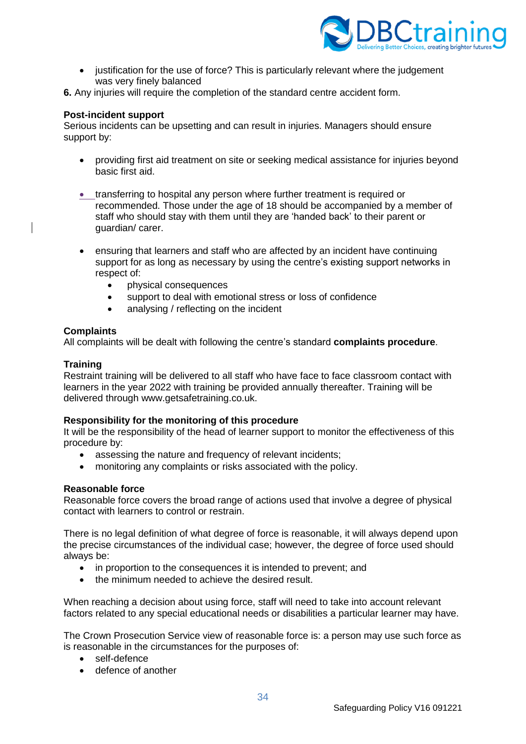- justification for the use of force? This is particularly relevant where the judgement was very finely balanced

**6.** Any injuries will require the completion of the standard centre accident form.

**Post-incident support**

Serious incidents can be upsetting and can result in injuries. Managers should ensure support by:

- providing first aid treatment on site or seeking medical assistance for injuries beyond basic first aid.
- transferring to hospital any person where further treatment is required or recommended. Those under the age of 18 should be accompanied by a member of staff who should stay with them until they are 'handed back' to their parent or guardian/ carer.
- ensuring that learners and staff who are affected by an incident have continuing support for as long as necessary by using the centre's existing support networks in respect of:
  - physical consequences
  - support to deal with emotional stress or loss of confidence
  - analysing / reflecting on the incident

**Complaints**

All complaints will be dealt with following the centre's standard **complaints procedure**.

**Training**

Restraint training will be delivered to all staff who have face to face classroom contact with learners in the year 2022 with training be provided annually thereafter. Training will be delivered through www.getsafetraining.co.uk.

**Responsibility for the monitoring of this procedure**

It will be the responsibility of the head of learner support to monitor the effectiveness of this procedure by:

- assessing the nature and frequency of relevant incidents;
- monitoring any complaints or risks associated with the policy.

**Reasonable force**

Reasonable force covers the broad range of actions used that involve a degree of physical contact with learners to control or restrain.

There is no legal definition of what degree of force is reasonable, it will always depend upon the precise circumstances of the individual case; however, the degree of force used should always be:

- in proportion to the consequences it is intended to prevent; and
- the minimum needed to achieve the desired result.

When reaching a decision about using force, staff will need to take into account relevant factors related to any special educational needs or disabilities a particular learner may have.

The Crown Prosecution Service view of reasonable force is: a person may use such force as is reasonable in the circumstances for the purposes of:

- self-defence
- defence of another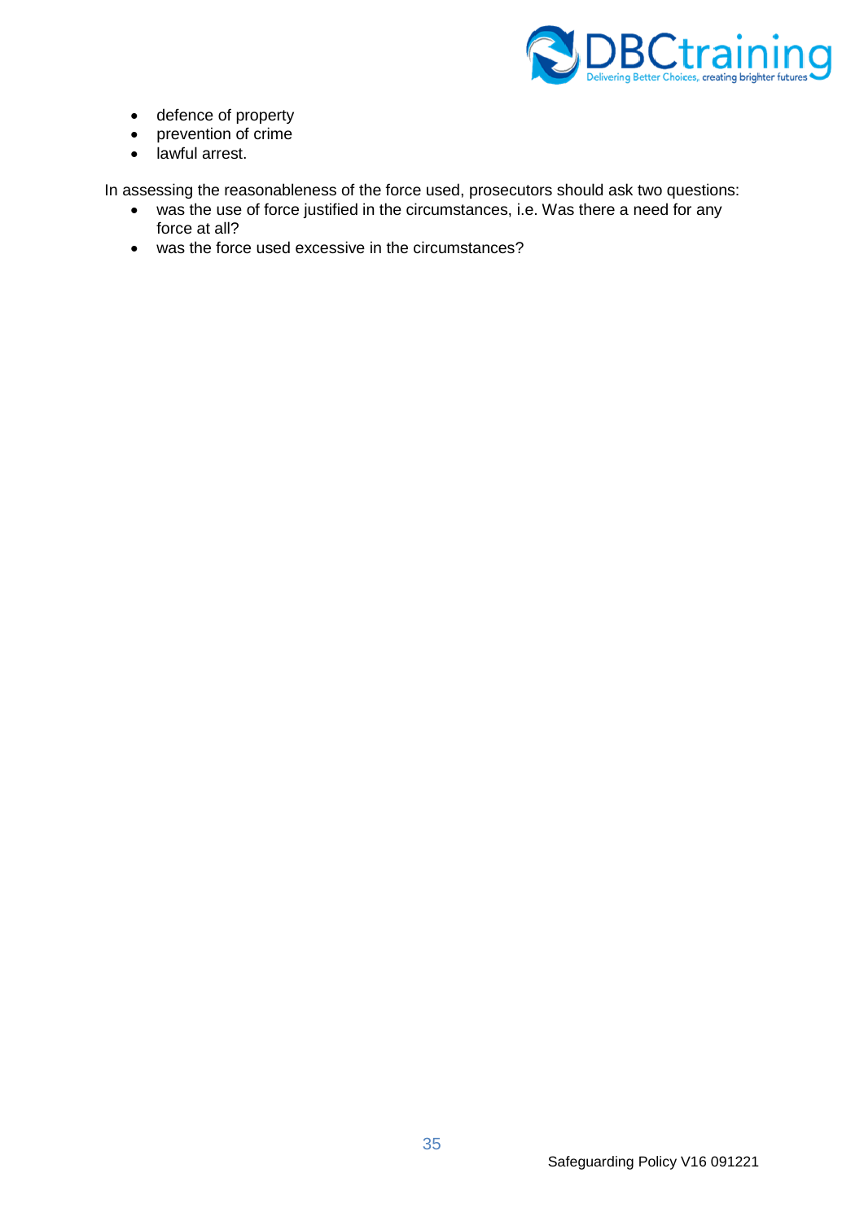- defence of property
- prevention of crime
- lawful arrest.

In assessing the reasonableness of the force used, prosecutors should ask two questions:

- was the use of force justified in the circumstances, i.e. Was there a need for any force at all?
- was the force used excessive in the circumstances?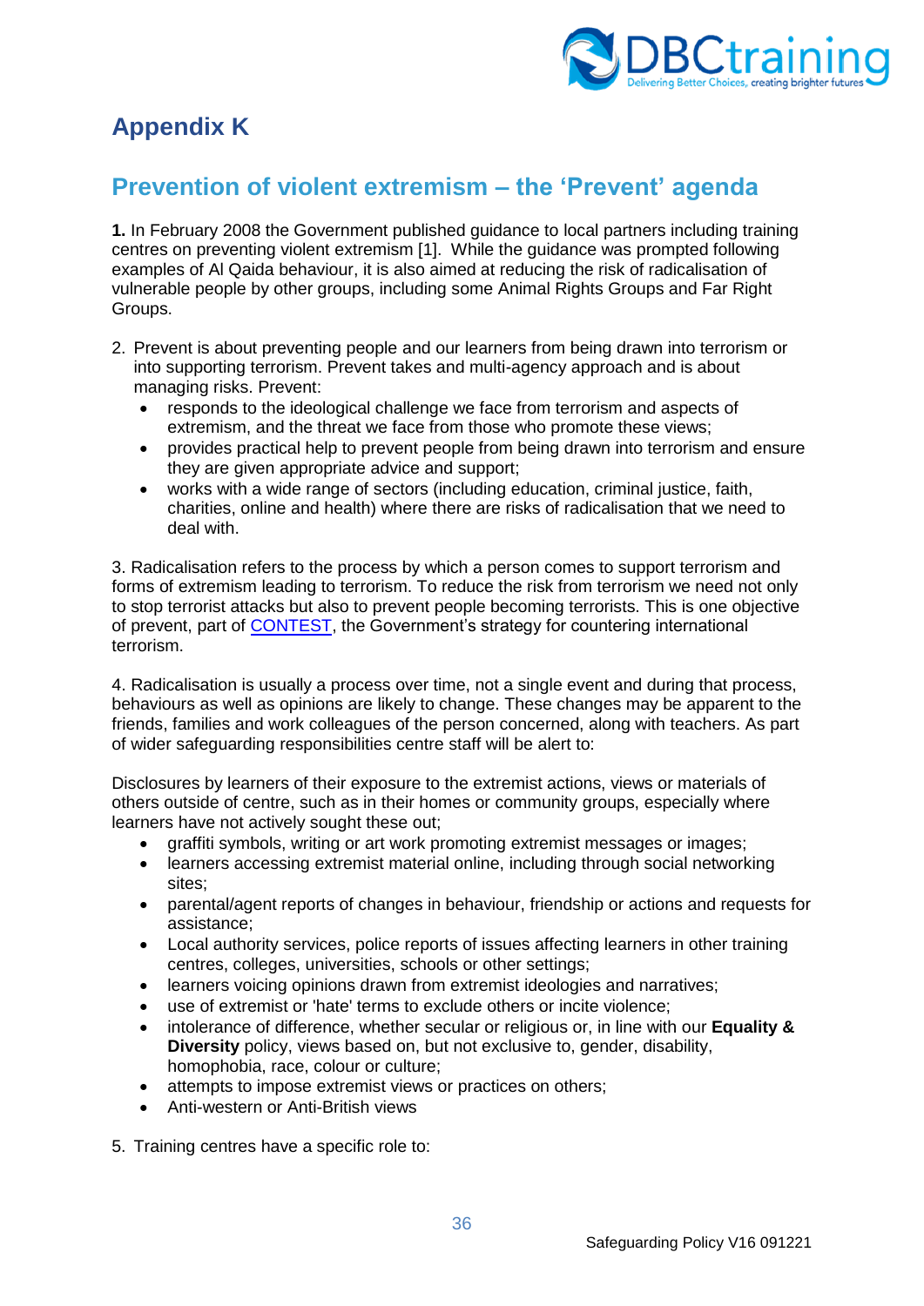# Appendix K

## Prevention of violent extremism – the 'Prevent' agenda

**1.** In February 2008 the Government published guidance to local partners including training centres on preventing violent extremism [1]. While the guidance was prompted following examples of Al Qaida behaviour, it is also aimed at reducing the risk of radicalisation of vulnerable people by other groups, including some Animal Rights Groups and Far Right Groups.

2. Prevent is about preventing people and our learners from being drawn into terrorism or into supporting terrorism. Prevent takes and multi-agency approach and is about managing risks. Prevent:
   - responds to the ideological challenge we face from terrorism and aspects of extremism, and the threat we face from those who promote these views;
   - provides practical help to prevent people from being drawn into terrorism and ensure they are given appropriate advice and support;
   - works with a wide range of sectors (including education, criminal justice, faith, charities, online and health) where there are risks of radicalisation that we need to deal with.

3. Radicalisation refers to the process by which a person comes to support terrorism and forms of extremism leading to terrorism. To reduce the risk from terrorism we need not only to stop terrorist attacks but also to prevent people becoming terrorists. This is one objective of prevent, part of CONTEST, the Government's strategy for countering international terrorism.

4. Radicalisation is usually a process over time, not a single event and during that process, behaviours as well as opinions are likely to change. These changes may be apparent to the friends, families and work colleagues of the person concerned, along with teachers. As part of wider safeguarding responsibilities centre staff will be alert to:

Disclosures by learners of their exposure to the extremist actions, views or materials of others outside of centre, such as in their homes or community groups, especially where learners have not actively sought these out;

- graffiti symbols, writing or art work promoting extremist messages or images;
- learners accessing extremist material online, including through social networking sites;
- parental/agent reports of changes in behaviour, friendship or actions and requests for assistance;
- Local authority services, police reports of issues affecting learners in other training centres, colleges, universities, schools or other settings;
- learners voicing opinions drawn from extremist ideologies and narratives;
- use of extremist or 'hate' terms to exclude others or incite violence;
- intolerance of difference, whether secular or religious or, in line with our **Equality & Diversity** policy, views based on, but not exclusive to, gender, disability, homophobia, race, colour or culture;
- attempts to impose extremist views or practices on others;
- Anti-western or Anti-British views

5. Training centres have a specific role to: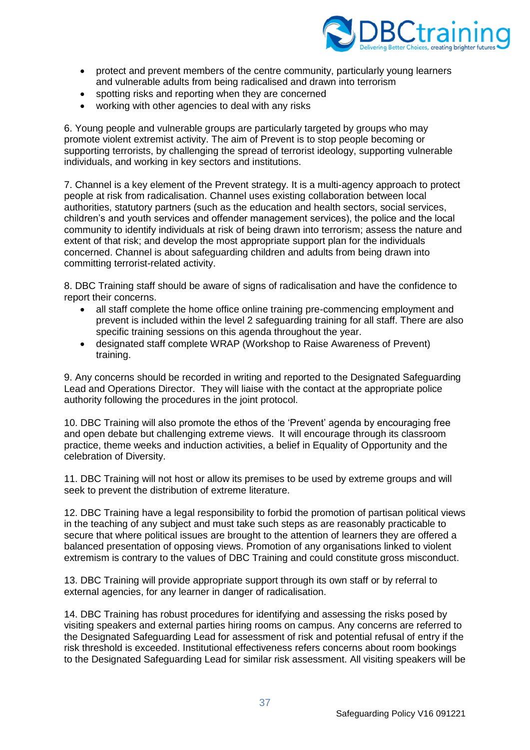- protect and prevent members of the centre community, particularly young learners and vulnerable adults from being radicalised and drawn into terrorism
- spotting risks and reporting when they are concerned
- working with other agencies to deal with any risks

6. Young people and vulnerable groups are particularly targeted by groups who may promote violent extremist activity. The aim of Prevent is to stop people becoming or supporting terrorists, by challenging the spread of terrorist ideology, supporting vulnerable individuals, and working in key sectors and institutions.

7. Channel is a key element of the Prevent strategy. It is a multi-agency approach to protect people at risk from radicalisation. Channel uses existing collaboration between local authorities, statutory partners (such as the education and health sectors, social services, children's and youth services and offender management services), the police and the local community to identify individuals at risk of being drawn into terrorism; assess the nature and extent of that risk; and develop the most appropriate support plan for the individuals concerned. Channel is about safeguarding children and adults from being drawn into committing terrorist-related activity.

8. DBC Training staff should be aware of signs of radicalisation and have the confidence to report their concerns.

- all staff complete the home office online training pre-commencing employment and prevent is included within the level 2 safeguarding training for all staff. There are also specific training sessions on this agenda throughout the year.
- designated staff complete WRAP (Workshop to Raise Awareness of Prevent) training.

9. Any concerns should be recorded in writing and reported to the Designated Safeguarding Lead and Operations Director. They will liaise with the contact at the appropriate police authority following the procedures in the joint protocol.

10. DBC Training will also promote the ethos of the 'Prevent' agenda by encouraging free and open debate but challenging extreme views. It will encourage through its classroom practice, theme weeks and induction activities, a belief in Equality of Opportunity and the celebration of Diversity.

11. DBC Training will not host or allow its premises to be used by extreme groups and will seek to prevent the distribution of extreme literature.

12. DBC Training have a legal responsibility to forbid the promotion of partisan political views in the teaching of any subject and must take such steps as are reasonably practicable to secure that where political issues are brought to the attention of learners they are offered a balanced presentation of opposing views. Promotion of any organisations linked to violent extremism is contrary to the values of DBC Training and could constitute gross misconduct.

13. DBC Training will provide appropriate support through its own staff or by referral to external agencies, for any learner in danger of radicalisation.

14. DBC Training has robust procedures for identifying and assessing the risks posed by visiting speakers and external parties hiring rooms on campus. Any concerns are referred to the Designated Safeguarding Lead for assessment of risk and potential refusal of entry if the risk threshold is exceeded. Institutional effectiveness refers concerns about room bookings to the Designated Safeguarding Lead for similar risk assessment. All visiting speakers will be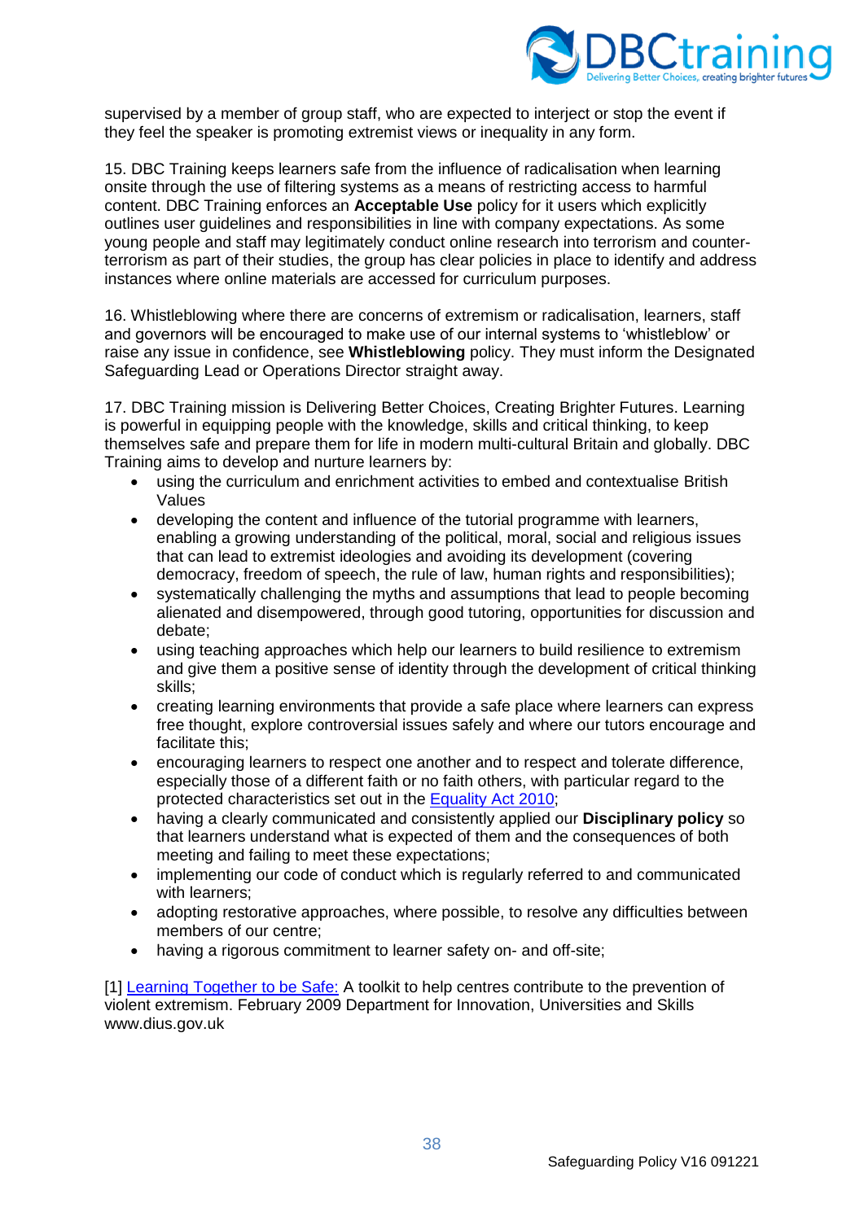supervised by a member of group staff, who are expected to interject or stop the event if they feel the speaker is promoting extremist views or inequality in any form.

15. DBC Training keeps learners safe from the influence of radicalisation when learning onsite through the use of filtering systems as a means of restricting access to harmful content. DBC Training enforces an **Acceptable Use** policy for it users which explicitly outlines user guidelines and responsibilities in line with company expectations. As some young people and staff may legitimately conduct online research into terrorism and counter-terrorism as part of their studies, the group has clear policies in place to identify and address instances where online materials are accessed for curriculum purposes.

16. Whistleblowing where there are concerns of extremism or radicalisation, learners, staff and governors will be encouraged to make use of our internal systems to 'whistleblow' or raise any issue in confidence, see **Whistleblowing** policy. They must inform the Designated Safeguarding Lead or Operations Director straight away.

17. DBC Training mission is Delivering Better Choices, Creating Brighter Futures. Learning is powerful in equipping people with the knowledge, skills and critical thinking, to keep themselves safe and prepare them for life in modern multi-cultural Britain and globally. DBC Training aims to develop and nurture learners by:

- using the curriculum and enrichment activities to embed and contextualise British Values
- developing the content and influence of the tutorial programme with learners, enabling a growing understanding of the political, moral, social and religious issues that can lead to extremist ideologies and avoiding its development (covering democracy, freedom of speech, the rule of law, human rights and responsibilities);
- systematically challenging the myths and assumptions that lead to people becoming alienated and disempowered, through good tutoring, opportunities for discussion and debate;
- using teaching approaches which help our learners to build resilience to extremism and give them a positive sense of identity through the development of critical thinking skills;
- creating learning environments that provide a safe place where learners can express free thought, explore controversial issues safely and where our tutors encourage and facilitate this;
- encouraging learners to respect one another and to respect and tolerate difference, especially those of a different faith or no faith others, with particular regard to the protected characteristics set out in the Equality Act 2010;
- having a clearly communicated and consistently applied our **Disciplinary policy** so that learners understand what is expected of them and the consequences of both meeting and failing to meet these expectations;
- implementing our code of conduct which is regularly referred to and communicated with learners;
- adopting restorative approaches, where possible, to resolve any difficulties between members of our centre;
- having a rigorous commitment to learner safety on- and off-site;

[1] Learning Together to be Safe: A toolkit to help centres contribute to the prevention of violent extremism. February 2009 Department for Innovation, Universities and Skills www.dius.gov.uk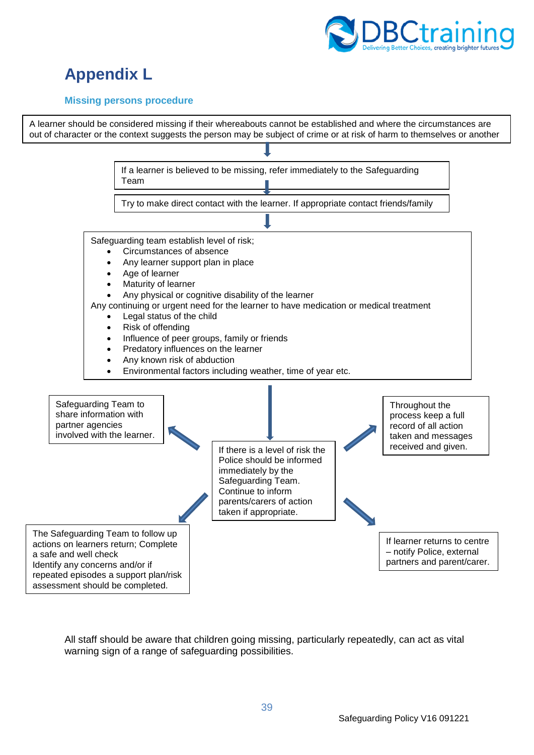# Appendix L

### Missing persons procedure

A learner should be considered missing if their whereabouts cannot be established and where the circumstances are out of character or the context suggests the person may be subject of crime or at risk of harm to themselves or another

If a learner is believed to be missing, refer immediately to the Safeguarding Team

Try to make direct contact with the learner. If appropriate contact friends/family

Safeguarding team establish level of risk;

- Circumstances of absence
- Any learner support plan in place
- Age of learner
- Maturity of learner
- Any physical or cognitive disability of the learner

Any continuing or urgent need for the learner to have medication or medical treatment

- Legal status of the child
- Risk of offending
- Influence of peer groups, family or friends
- Predatory influences on the learner
- Any known risk of abduction
- Environmental factors including weather, time of year etc.

If there is a level of risk the Police should be informed immediately by the Safeguarding Team. Continue to inform parents/carers of action taken if appropriate.

Safeguarding Team to share information with partner agencies involved with the learner.

Throughout the process keep a full record of all action taken and messages received and given.

The Safeguarding Team to follow up actions on learners return; Complete a safe and well check
Identify any concerns and/or if repeated episodes a support plan/risk assessment should be completed.

If learner returns to centre – notify Police, external partners and parent/carer.

All staff should be aware that children going missing, particularly repeatedly, can act as vital warning sign of a range of safeguarding possibilities.

Safeguarding Policy V16 091221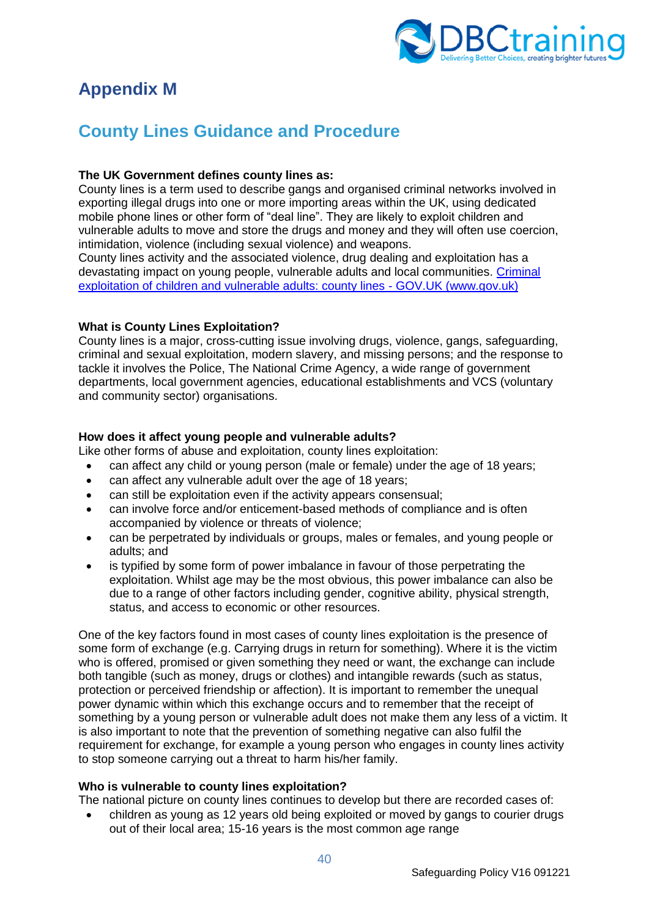# Appendix M

## County Lines Guidance and Procedure

**The UK Government defines county lines as:**
County lines is a term used to describe gangs and organised criminal networks involved in exporting illegal drugs into one or more importing areas within the UK, using dedicated mobile phone lines or other form of "deal line". They are likely to exploit children and vulnerable adults to move and store the drugs and money and they will often use coercion, intimidation, violence (including sexual violence) and weapons.
County lines activity and the associated violence, drug dealing and exploitation has a devastating impact on young people, vulnerable adults and local communities. [Criminal exploitation of children and vulnerable adults: county lines - GOV.UK (www.gov.uk)]

**What is County Lines Exploitation?**
County lines is a major, cross-cutting issue involving drugs, violence, gangs, safeguarding, criminal and sexual exploitation, modern slavery, and missing persons; and the response to tackle it involves the Police, The National Crime Agency, a wide range of government departments, local government agencies, educational establishments and VCS (voluntary and community sector) organisations.

**How does it affect young people and vulnerable adults?**
Like other forms of abuse and exploitation, county lines exploitation:

- can affect any child or young person (male or female) under the age of 18 years;
- can affect any vulnerable adult over the age of 18 years;
- can still be exploitation even if the activity appears consensual;
- can involve force and/or enticement-based methods of compliance and is often accompanied by violence or threats of violence;
- can be perpetrated by individuals or groups, males or females, and young people or adults; and
- is typified by some form of power imbalance in favour of those perpetrating the exploitation. Whilst age may be the most obvious, this power imbalance can also be due to a range of other factors including gender, cognitive ability, physical strength, status, and access to economic or other resources.

One of the key factors found in most cases of county lines exploitation is the presence of some form of exchange (e.g. Carrying drugs in return for something). Where it is the victim who is offered, promised or given something they need or want, the exchange can include both tangible (such as money, drugs or clothes) and intangible rewards (such as status, protection or perceived friendship or affection). It is important to remember the unequal power dynamic within which this exchange occurs and to remember that the receipt of something by a young person or vulnerable adult does not make them any less of a victim. It is also important to note that the prevention of something negative can also fulfil the requirement for exchange, for example a young person who engages in county lines activity to stop someone carrying out a threat to harm his/her family.

**Who is vulnerable to county lines exploitation?**
The national picture on county lines continues to develop but there are recorded cases of:

- children as young as 12 years old being exploited or moved by gangs to courier drugs out of their local area; 15-16 years is the most common age range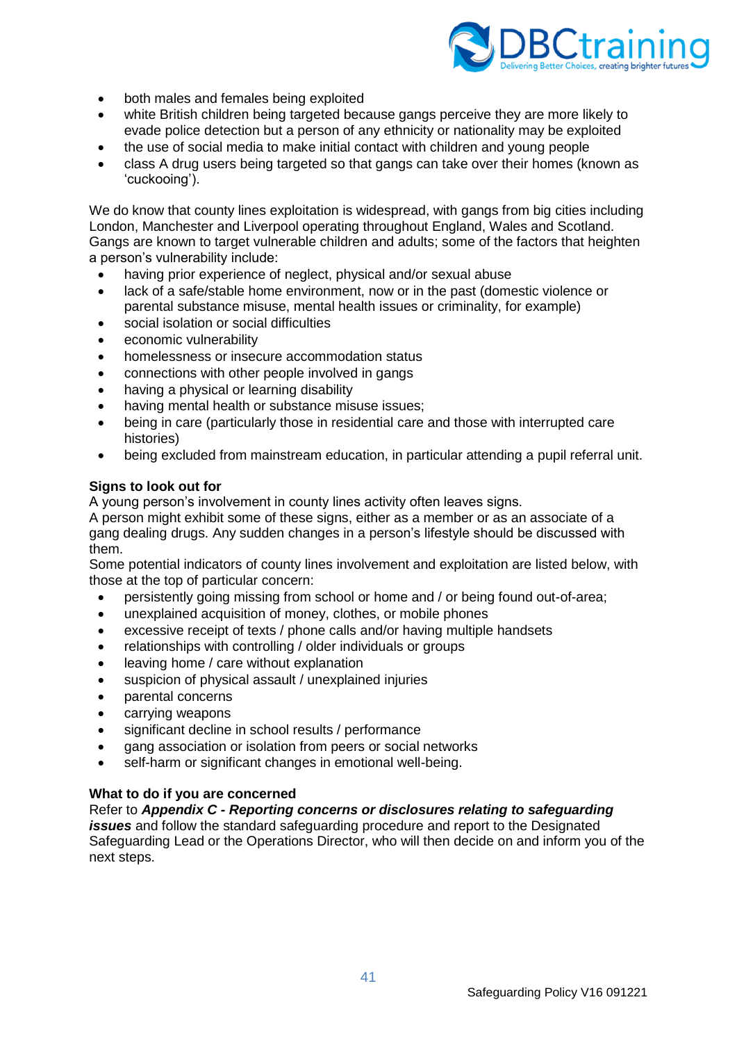- both males and females being exploited
- white British children being targeted because gangs perceive they are more likely to evade police detection but a person of any ethnicity or nationality may be exploited
- the use of social media to make initial contact with children and young people
- class A drug users being targeted so that gangs can take over their homes (known as 'cuckooing').

We do know that county lines exploitation is widespread, with gangs from big cities including London, Manchester and Liverpool operating throughout England, Wales and Scotland. Gangs are known to target vulnerable children and adults; some of the factors that heighten a person's vulnerability include:

- having prior experience of neglect, physical and/or sexual abuse
- lack of a safe/stable home environment, now or in the past (domestic violence or parental substance misuse, mental health issues or criminality, for example)
- social isolation or social difficulties
- economic vulnerability
- homelessness or insecure accommodation status
- connections with other people involved in gangs
- having a physical or learning disability
- having mental health or substance misuse issues;
- being in care (particularly those in residential care and those with interrupted care histories)
- being excluded from mainstream education, in particular attending a pupil referral unit.

**Signs to look out for**

A young person's involvement in county lines activity often leaves signs.
A person might exhibit some of these signs, either as a member or as an associate of a gang dealing drugs. Any sudden changes in a person's lifestyle should be discussed with them.
Some potential indicators of county lines involvement and exploitation are listed below, with those at the top of particular concern:

- persistently going missing from school or home and / or being found out-of-area;
- unexplained acquisition of money, clothes, or mobile phones
- excessive receipt of texts / phone calls and/or having multiple handsets
- relationships with controlling / older individuals or groups
- leaving home / care without explanation
- suspicion of physical assault / unexplained injuries
- parental concerns
- carrying weapons
- significant decline in school results / performance
- gang association or isolation from peers or social networks
- self-harm or significant changes in emotional well-being.

**What to do if you are concerned**

Refer to ***Appendix C - Reporting concerns or disclosures relating to safeguarding issues*** and follow the standard safeguarding procedure and report to the Designated Safeguarding Lead or the Operations Director, who will then decide on and inform you of the next steps.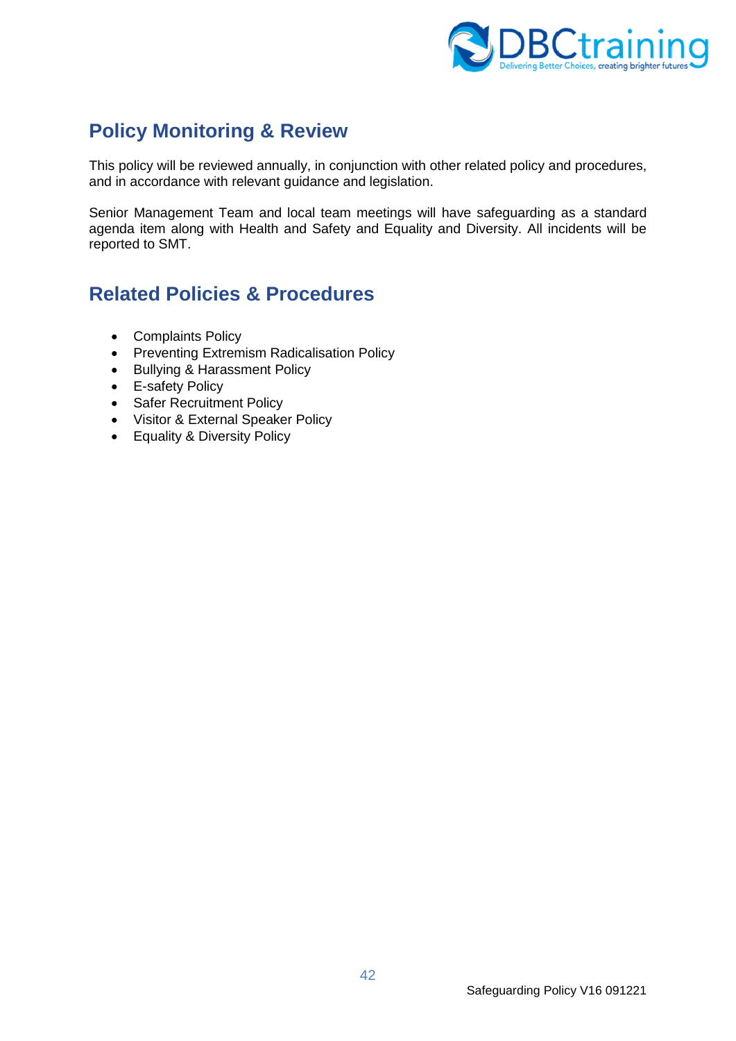## Policy Monitoring & Review

This policy will be reviewed annually, in conjunction with other related policy and procedures, and in accordance with relevant guidance and legislation.

Senior Management Team and local team meetings will have safeguarding as a standard agenda item along with Health and Safety and Equality and Diversity. All incidents will be reported to SMT.

## Related Policies & Procedures

- Complaints Policy
- Preventing Extremism Radicalisation Policy
- Bullying & Harassment Policy
- E-safety Policy
- Safer Recruitment Policy
- Visitor & External Speaker Policy
- Equality & Diversity Policy